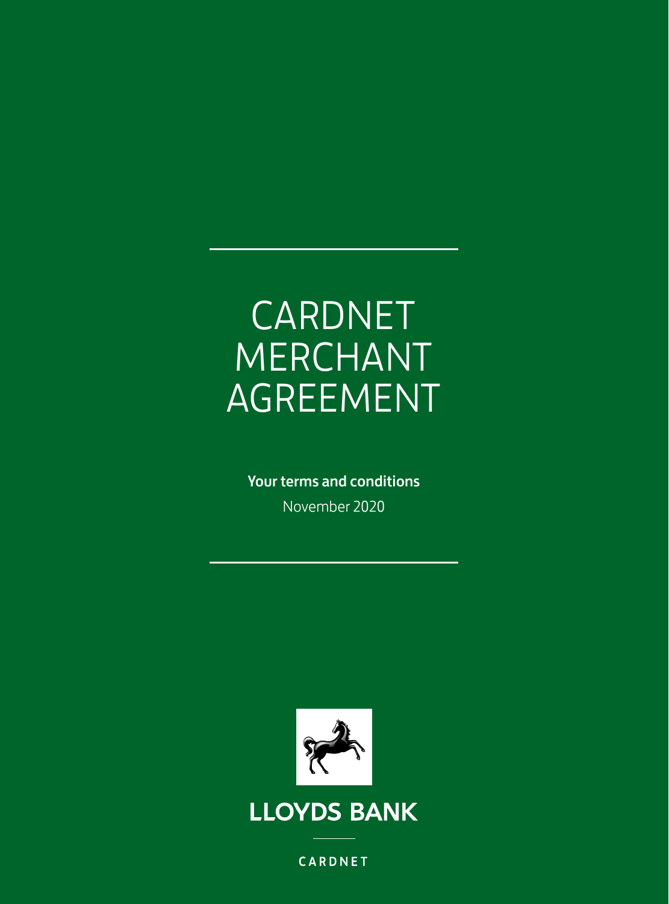# CARDNET MERCHANT AGREEMENT

**Your terms and conditions**

November 2020

LLOYDS BANK

CARDNET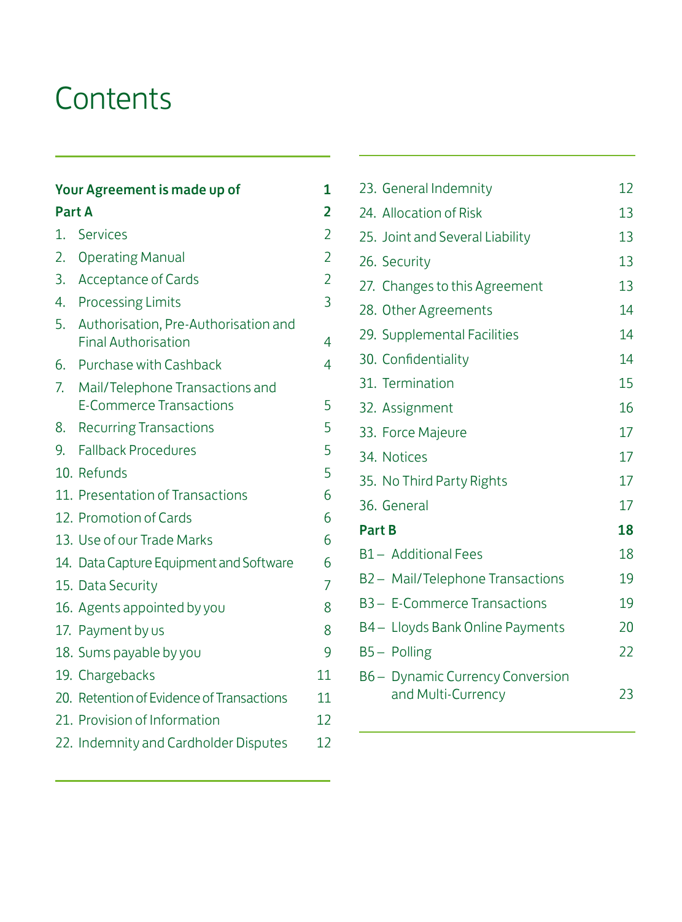# Contents

| | |
|---|---|
| **Your Agreement is made up of** | **1** |
| **Part A** | **2** |
| 1. Services | 2 |
| 2. Operating Manual | 2 |
| 3. Acceptance of Cards | 2 |
| 4. Processing Limits | 3 |
| 5. Authorisation, Pre-Authorisation and Final Authorisation | 4 |
| 6. Purchase with Cashback | 4 |
| 7. Mail/Telephone Transactions and E-Commerce Transactions | 5 |
| 8. Recurring Transactions | 5 |
| 9. Fallback Procedures | 5 |
| 10. Refunds | 5 |
| 11. Presentation of Transactions | 6 |
| 12. Promotion of Cards | 6 |
| 13. Use of our Trade Marks | 6 |
| 14. Data Capture Equipment and Software | 6 |
| 15. Data Security | 7 |
| 16. Agents appointed by you | 8 |
| 17. Payment by us | 8 |
| 18. Sums payable by you | 9 |
| 19. Chargebacks | 11 |
| 20. Retention of Evidence of Transactions | 11 |
| 21. Provision of Information | 12 |
| 22. Indemnity and Cardholder Disputes | 12 |
| 23. General Indemnity | 12 |
| 24. Allocation of Risk | 13 |
| 25. Joint and Several Liability | 13 |
| 26. Security | 13 |
| 27. Changes to this Agreement | 13 |
| 28. Other Agreements | 14 |
| 29. Supplemental Facilities | 14 |
| 30. Confidentiality | 14 |
| 31. Termination | 15 |
| 32. Assignment | 16 |
| 33. Force Majeure | 17 |
| 34. Notices | 17 |
| 35. No Third Party Rights | 17 |
| 36. General | 17 |
| **Part B** | **18** |
| B1 – Additional Fees | 18 |
| B2 – Mail/Telephone Transactions | 19 |
| B3 – E-Commerce Transactions | 19 |
| B4 – Lloyds Bank Online Payments | 20 |
| B5 – Polling | 22 |
| B6 – Dynamic Currency Conversion and Multi-Currency | 23 |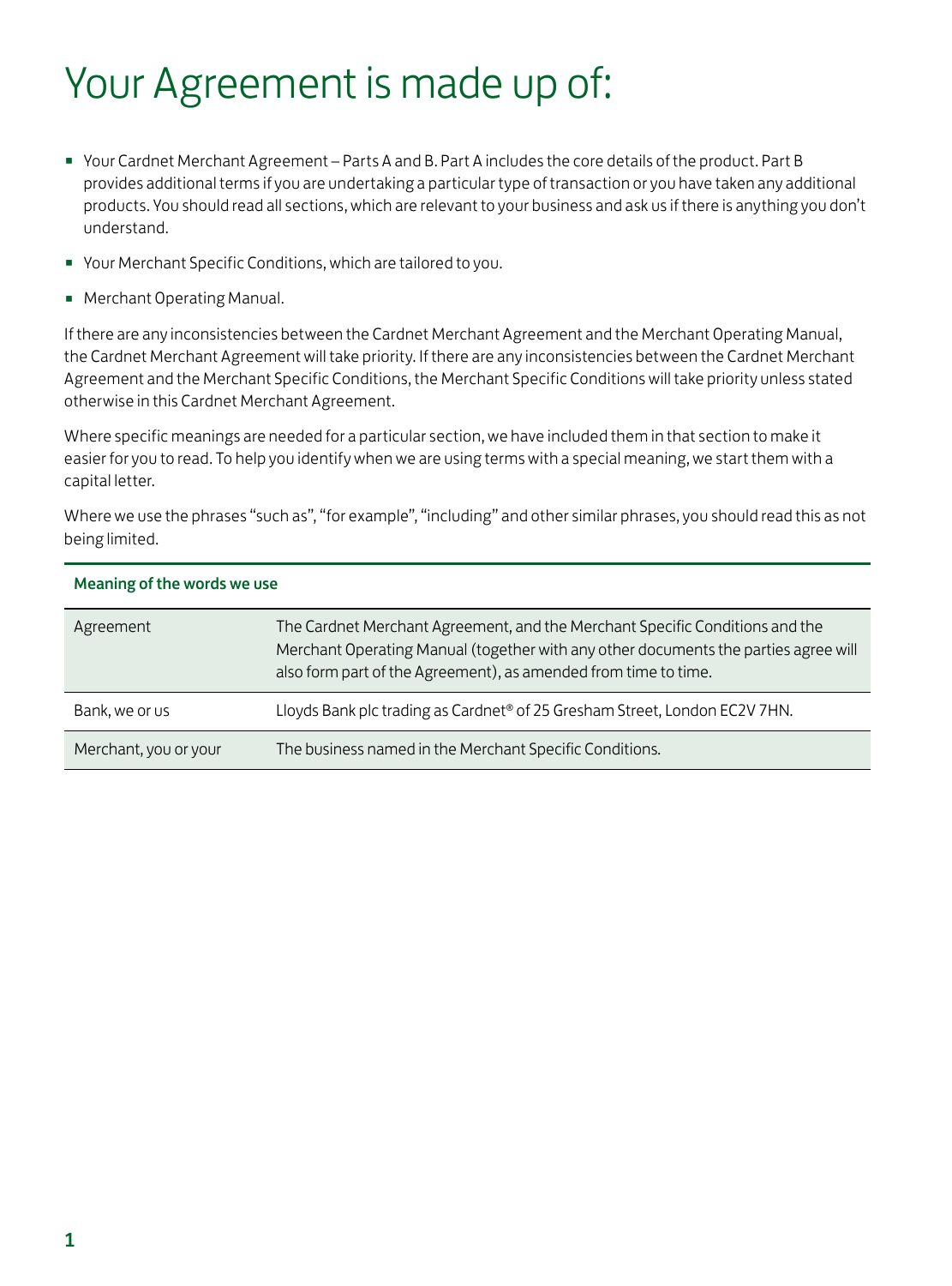# Your Agreement is made up of:

- Your Cardnet Merchant Agreement – Parts A and B. Part A includes the core details of the product. Part B provides additional terms if you are undertaking a particular type of transaction or you have taken any additional products. You should read all sections, which are relevant to your business and ask us if there is anything you don't understand.
- Your Merchant Specific Conditions, which are tailored to you.
- Merchant Operating Manual.

If there are any inconsistencies between the Cardnet Merchant Agreement and the Merchant Operating Manual, the Cardnet Merchant Agreement will take priority. If there are any inconsistencies between the Cardnet Merchant Agreement and the Merchant Specific Conditions, the Merchant Specific Conditions will take priority unless stated otherwise in this Cardnet Merchant Agreement.

Where specific meanings are needed for a particular section, we have included them in that section to make it easier for you to read. To help you identify when we are using terms with a special meaning, we start them with a capital letter.

Where we use the phrases "such as", "for example", "including" and other similar phrases, you should read this as not being limited.

| Meaning of the words we use | |
|---|---|
| Agreement | The Cardnet Merchant Agreement, and the Merchant Specific Conditions and the Merchant Operating Manual (together with any other documents the parties agree will also form part of the Agreement), as amended from time to time. |
| Bank, we or us | Lloyds Bank plc trading as Cardnet® of 25 Gresham Street, London EC2V 7HN. |
| Merchant, you or your | The business named in the Merchant Specific Conditions. |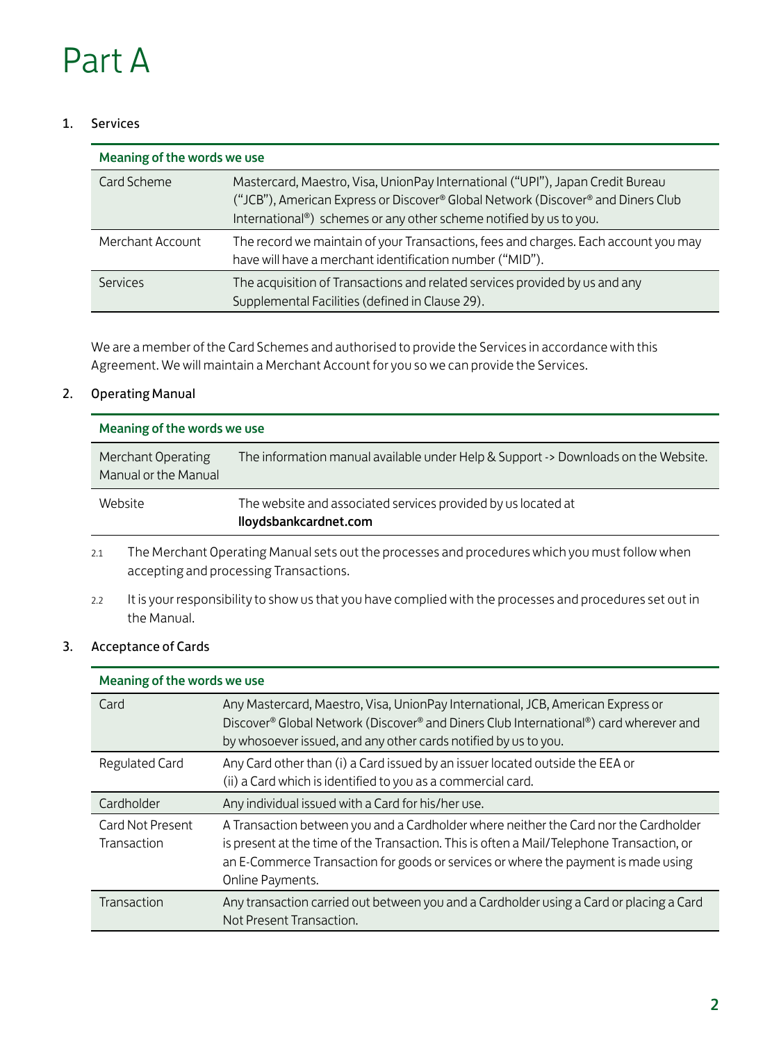# Part A

## 1. Services

| Meaning of the words we use | |
|---|---|
| Card Scheme | Mastercard, Maestro, Visa, UnionPay International ("UPI"), Japan Credit Bureau ("JCB"), American Express or Discover® Global Network (Discover® and Diners Club International®) schemes or any other scheme notified by us to you. |
| Merchant Account | The record we maintain of your Transactions, fees and charges. Each account you may have will have a merchant identification number ("MID"). |
| Services | The acquisition of Transactions and related services provided by us and any Supplemental Facilities (defined in Clause 29). |

We are a member of the Card Schemes and authorised to provide the Services in accordance with this Agreement. We will maintain a Merchant Account for you so we can provide the Services.

## 2. Operating Manual

| Meaning of the words we use | |
|---|---|
| Merchant Operating Manual or the Manual | The information manual available under Help & Support -> Downloads on the Website. |
| Website | The website and associated services provided by us located at **lloydsbankcardnet.com** |

2.1 The Merchant Operating Manual sets out the processes and procedures which you must follow when accepting and processing Transactions.

2.2 It is your responsibility to show us that you have complied with the processes and procedures set out in the Manual.

## 3. Acceptance of Cards

| Meaning of the words we use | |
|---|---|
| Card | Any Mastercard, Maestro, Visa, UnionPay International, JCB, American Express or Discover® Global Network (Discover® and Diners Club International®) card wherever and by whosoever issued, and any other cards notified by us to you. |
| Regulated Card | Any Card other than (i) a Card issued by an issuer located outside the EEA or (ii) a Card which is identified to you as a commercial card. |
| Cardholder | Any individual issued with a Card for his/her use. |
| Card Not Present Transaction | A Transaction between you and a Cardholder where neither the Card nor the Cardholder is present at the time of the Transaction. This is often a Mail/Telephone Transaction, or an E-Commerce Transaction for goods or services or where the payment is made using Online Payments. |
| Transaction | Any transaction carried out between you and a Cardholder using a Card or placing a Card Not Present Transaction. |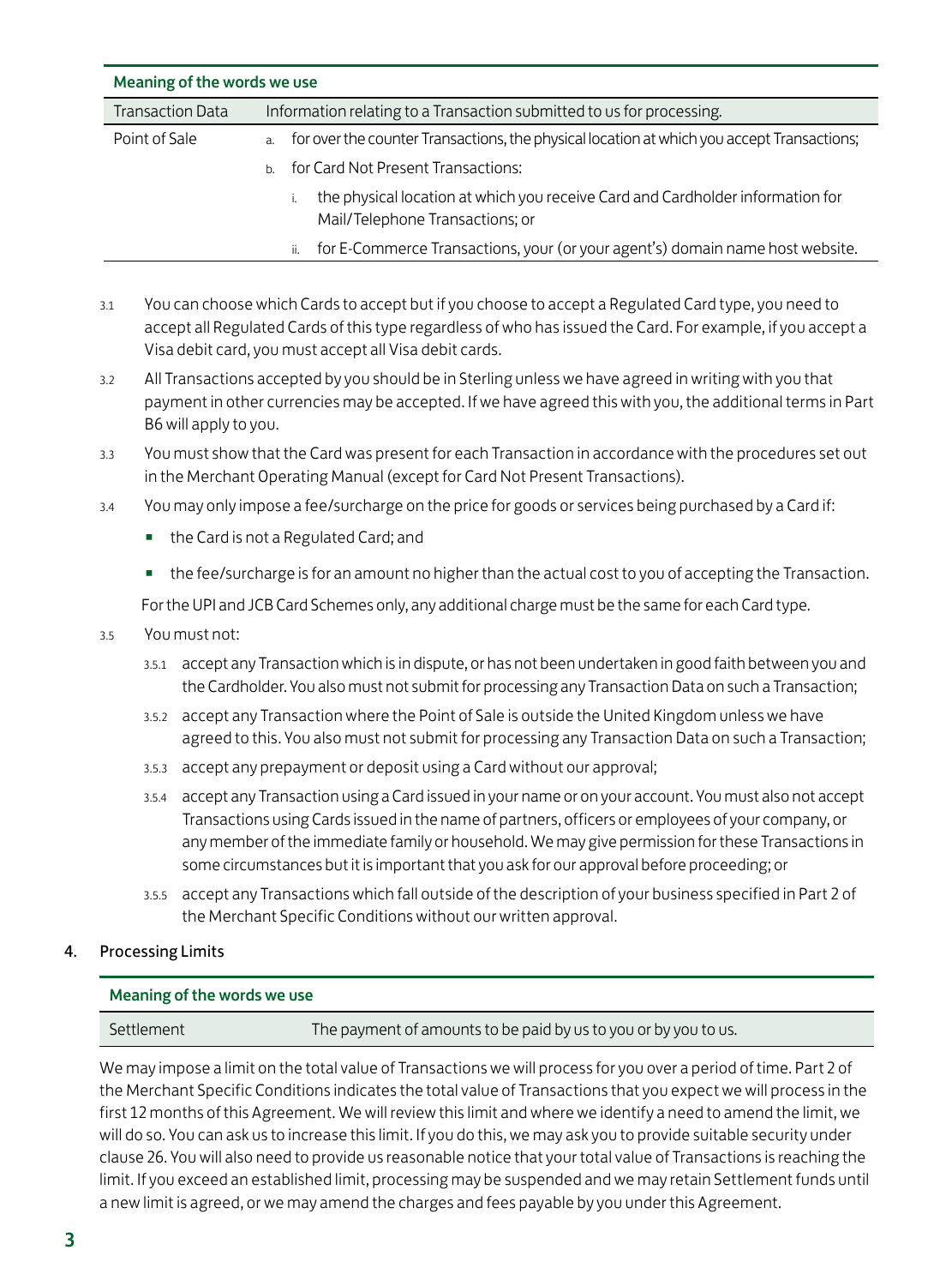| Meaning of the words we use | |
|---|---|
| Transaction Data | Information relating to a Transaction submitted to us for processing. |
| Point of Sale | a. for over the counter Transactions, the physical location at which you accept Transactions;<br>b. for Card Not Present Transactions:<br>i. the physical location at which you receive Card and Cardholder information for Mail/Telephone Transactions; or<br>ii. for E-Commerce Transactions, your (or your agent's) domain name host website. |

3.1 You can choose which Cards to accept but if you choose to accept a Regulated Card type, you need to accept all Regulated Cards of this type regardless of who has issued the Card. For example, if you accept a Visa debit card, you must accept all Visa debit cards.

3.2 All Transactions accepted by you should be in Sterling unless we have agreed in writing with you that payment in other currencies may be accepted. If we have agreed this with you, the additional terms in Part B6 will apply to you.

3.3 You must show that the Card was present for each Transaction in accordance with the procedures set out in the Merchant Operating Manual (except for Card Not Present Transactions).

3.4 You may only impose a fee/surcharge on the price for goods or services being purchased by a Card if:

- the Card is not a Regulated Card; and
- the fee/surcharge is for an amount no higher than the actual cost to you of accepting the Transaction.

For the UPI and JCB Card Schemes only, any additional charge must be the same for each Card type.

3.5 You must not:

3.5.1 accept any Transaction which is in dispute, or has not been undertaken in good faith between you and the Cardholder. You also must not submit for processing any Transaction Data on such a Transaction;

3.5.2 accept any Transaction where the Point of Sale is outside the United Kingdom unless we have agreed to this. You also must not submit for processing any Transaction Data on such a Transaction;

3.5.3 accept any prepayment or deposit using a Card without our approval;

3.5.4 accept any Transaction using a Card issued in your name or on your account. You must also not accept Transactions using Cards issued in the name of partners, officers or employees of your company, or any member of the immediate family or household. We may give permission for these Transactions in some circumstances but it is important that you ask for our approval before proceeding; or

3.5.5 accept any Transactions which fall outside of the description of your business specified in Part 2 of the Merchant Specific Conditions without our written approval.

## 4. Processing Limits

| Meaning of the words we use | |
|---|---|
| Settlement | The payment of amounts to be paid by us to you or by you to us. |

We may impose a limit on the total value of Transactions we will process for you over a period of time. Part 2 of the Merchant Specific Conditions indicates the total value of Transactions that you expect we will process in the first 12 months of this Agreement. We will review this limit and where we identify a need to amend the limit, we will do so. You can ask us to increase this limit. If you do this, we may ask you to provide suitable security under clause 26. You will also need to provide us reasonable notice that your total value of Transactions is reaching the limit. If you exceed an established limit, processing may be suspended and we may retain Settlement funds until a new limit is agreed, or we may amend the charges and fees payable by you under this Agreement.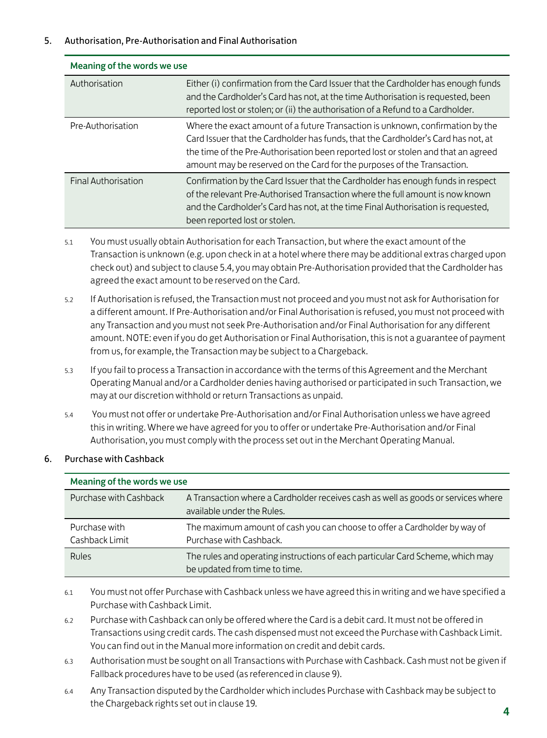## 5. Authorisation, Pre-Authorisation and Final Authorisation

| Meaning of the words we use | |
|---|---|
| Authorisation | Either (i) confirmation from the Card Issuer that the Cardholder has enough funds and the Cardholder's Card has not, at the time Authorisation is requested, been reported lost or stolen; or (ii) the authorisation of a Refund to a Cardholder. |
| Pre-Authorisation | Where the exact amount of a future Transaction is unknown, confirmation by the Card Issuer that the Cardholder has funds, that the Cardholder's Card has not, at the time of the Pre-Authorisation been reported lost or stolen and that an agreed amount may be reserved on the Card for the purposes of the Transaction. |
| Final Authorisation | Confirmation by the Card Issuer that the Cardholder has enough funds in respect of the relevant Pre-Authorised Transaction where the full amount is now known and the Cardholder's Card has not, at the time Final Authorisation is requested, been reported lost or stolen. |

5.1 You must usually obtain Authorisation for each Transaction, but where the exact amount of the Transaction is unknown (e.g. upon check in at a hotel where there may be additional extras charged upon check out) and subject to clause 5.4, you may obtain Pre-Authorisation provided that the Cardholder has agreed the exact amount to be reserved on the Card.

5.2 If Authorisation is refused, the Transaction must not proceed and you must not ask for Authorisation for a different amount. If Pre-Authorisation and/or Final Authorisation is refused, you must not proceed with any Transaction and you must not seek Pre-Authorisation and/or Final Authorisation for any different amount. NOTE: even if you do get Authorisation or Final Authorisation, this is not a guarantee of payment from us, for example, the Transaction may be subject to a Chargeback.

5.3 If you fail to process a Transaction in accordance with the terms of this Agreement and the Merchant Operating Manual and/or a Cardholder denies having authorised or participated in such Transaction, we may at our discretion withhold or return Transactions as unpaid.

5.4 You must not offer or undertake Pre-Authorisation and/or Final Authorisation unless we have agreed this in writing. Where we have agreed for you to offer or undertake Pre-Authorisation and/or Final Authorisation, you must comply with the process set out in the Merchant Operating Manual.

## 6. Purchase with Cashback

| Meaning of the words we use | |
|---|---|
| Purchase with Cashback | A Transaction where a Cardholder receives cash as well as goods or services where available under the Rules. |
| Purchase with Cashback Limit | The maximum amount of cash you can choose to offer a Cardholder by way of Purchase with Cashback. |
| Rules | The rules and operating instructions of each particular Card Scheme, which may be updated from time to time. |

6.1 You must not offer Purchase with Cashback unless we have agreed this in writing and we have specified a Purchase with Cashback Limit.

6.2 Purchase with Cashback can only be offered where the Card is a debit card. It must not be offered in Transactions using credit cards. The cash dispensed must not exceed the Purchase with Cashback Limit. You can find out in the Manual more information on credit and debit cards.

6.3 Authorisation must be sought on all Transactions with Purchase with Cashback. Cash must not be given if Fallback procedures have to be used (as referenced in clause 9).

6.4 Any Transaction disputed by the Cardholder which includes Purchase with Cashback may be subject to the Chargeback rights set out in clause 19.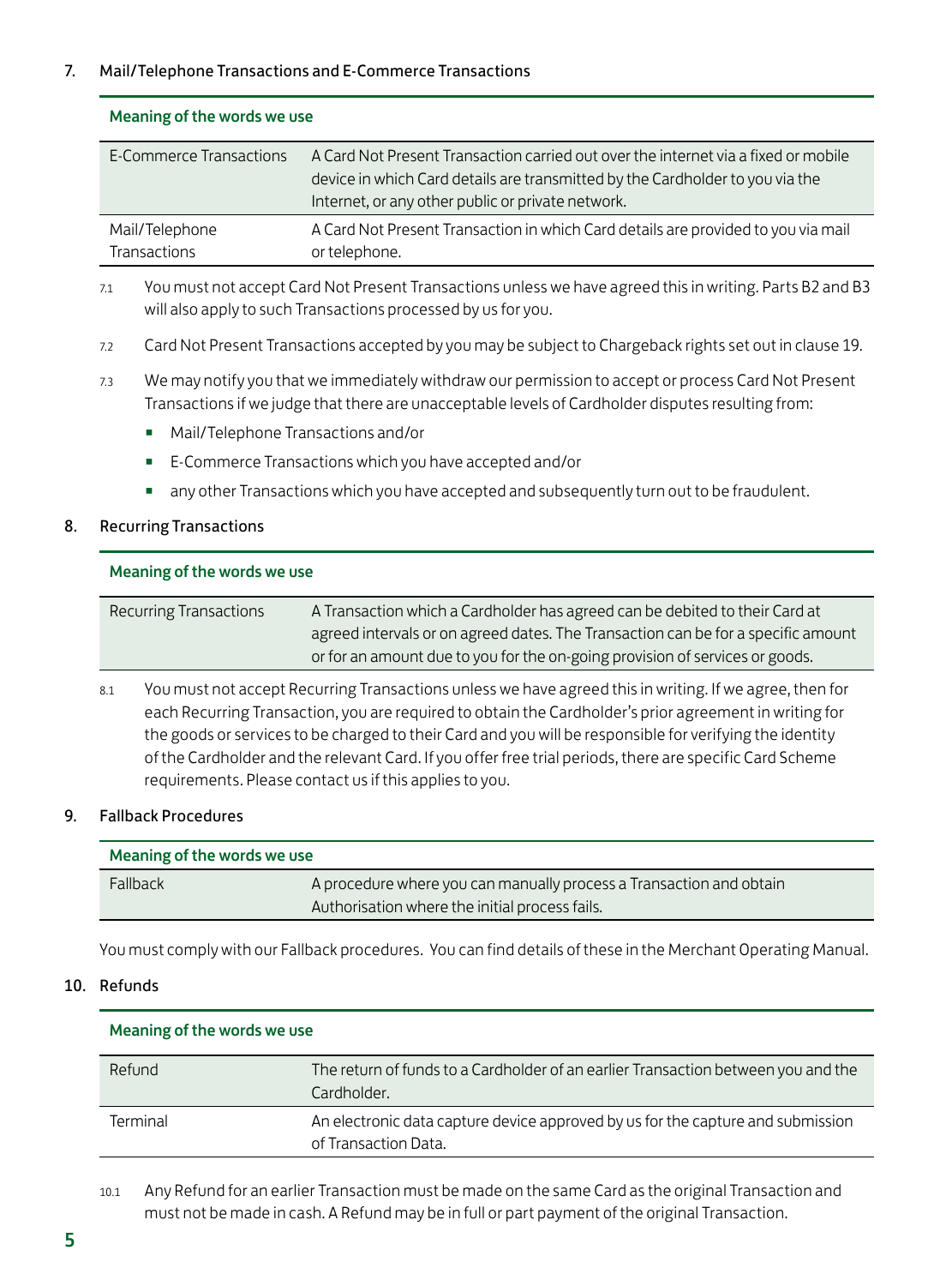## 7. Mail/Telephone Transactions and E-Commerce Transactions

| Meaning of the words we use | |
|---|---|
| E-Commerce Transactions | A Card Not Present Transaction carried out over the internet via a fixed or mobile device in which Card details are transmitted by the Cardholder to you via the Internet, or any other public or private network. |
| Mail/Telephone Transactions | A Card Not Present Transaction in which Card details are provided to you via mail or telephone. |

7.1 You must not accept Card Not Present Transactions unless we have agreed this in writing. Parts B2 and B3 will also apply to such Transactions processed by us for you.

7.2 Card Not Present Transactions accepted by you may be subject to Chargeback rights set out in clause 19.

7.3 We may notify you that we immediately withdraw our permission to accept or process Card Not Present Transactions if we judge that there are unacceptable levels of Cardholder disputes resulting from:

- Mail/Telephone Transactions and/or
- E-Commerce Transactions which you have accepted and/or
- any other Transactions which you have accepted and subsequently turn out to be fraudulent.

## 8. Recurring Transactions

| Meaning of the words we use | |
|---|---|
| Recurring Transactions | A Transaction which a Cardholder has agreed can be debited to their Card at agreed intervals or on agreed dates. The Transaction can be for a specific amount or for an amount due to you for the on-going provision of services or goods. |

8.1 You must not accept Recurring Transactions unless we have agreed this in writing. If we agree, then for each Recurring Transaction, you are required to obtain the Cardholder's prior agreement in writing for the goods or services to be charged to their Card and you will be responsible for verifying the identity of the Cardholder and the relevant Card. If you offer free trial periods, there are specific Card Scheme requirements. Please contact us if this applies to you.

## 9. Fallback Procedures

| Meaning of the words we use | |
|---|---|
| Fallback | A procedure where you can manually process a Transaction and obtain Authorisation where the initial process fails. |

You must comply with our Fallback procedures. You can find details of these in the Merchant Operating Manual.

## 10. Refunds

| Meaning of the words we use | |
|---|---|
| Refund | The return of funds to a Cardholder of an earlier Transaction between you and the Cardholder. |
| Terminal | An electronic data capture device approved by us for the capture and submission of Transaction Data. |

10.1 Any Refund for an earlier Transaction must be made on the same Card as the original Transaction and must not be made in cash. A Refund may be in full or part payment of the original Transaction.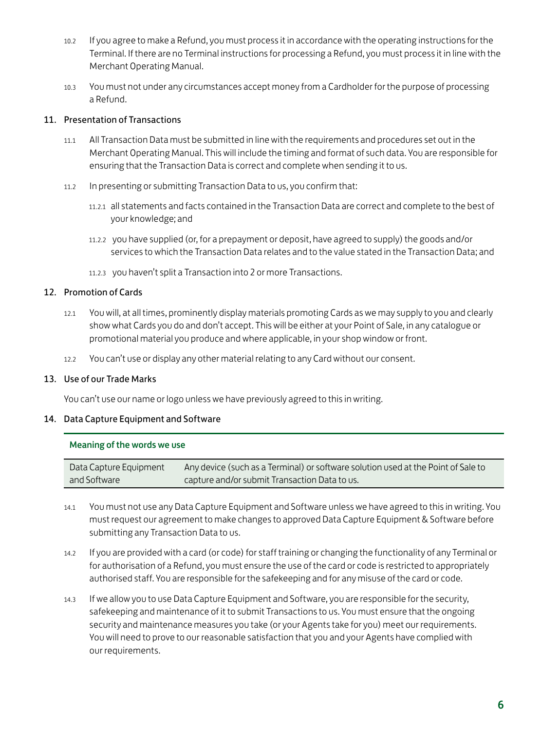10.2 If you agree to make a Refund, you must process it in accordance with the operating instructions for the Terminal. If there are no Terminal instructions for processing a Refund, you must process it in line with the Merchant Operating Manual.

10.3 You must not under any circumstances accept money from a Cardholder for the purpose of processing a Refund.

## 11. Presentation of Transactions

11.1 All Transaction Data must be submitted in line with the requirements and procedures set out in the Merchant Operating Manual. This will include the timing and format of such data. You are responsible for ensuring that the Transaction Data is correct and complete when sending it to us.

11.2 In presenting or submitting Transaction Data to us, you confirm that:

11.2.1 all statements and facts contained in the Transaction Data are correct and complete to the best of your knowledge; and

11.2.2 you have supplied (or, for a prepayment or deposit, have agreed to supply) the goods and/or services to which the Transaction Data relates and to the value stated in the Transaction Data; and

11.2.3 you haven't split a Transaction into 2 or more Transactions.

## 12. Promotion of Cards

12.1 You will, at all times, prominently display materials promoting Cards as we may supply to you and clearly show what Cards you do and don't accept. This will be either at your Point of Sale, in any catalogue or promotional material you produce and where applicable, in your shop window or front.

12.2 You can't use or display any other material relating to any Card without our consent.

## 13. Use of our Trade Marks

You can't use our name or logo unless we have previously agreed to this in writing.

## 14. Data Capture Equipment and Software

| Meaning of the words we use | |
|---|---|
| Data Capture Equipment and Software | Any device (such as a Terminal) or software solution used at the Point of Sale to capture and/or submit Transaction Data to us. |

14.1 You must not use any Data Capture Equipment and Software unless we have agreed to this in writing. You must request our agreement to make changes to approved Data Capture Equipment & Software before submitting any Transaction Data to us.

14.2 If you are provided with a card (or code) for staff training or changing the functionality of any Terminal or for authorisation of a Refund, you must ensure the use of the card or code is restricted to appropriately authorised staff. You are responsible for the safekeeping and for any misuse of the card or code.

14.3 If we allow you to use Data Capture Equipment and Software, you are responsible for the security, safekeeping and maintenance of it to submit Transactions to us. You must ensure that the ongoing security and maintenance measures you take (or your Agents take for you) meet our requirements. You will need to prove to our reasonable satisfaction that you and your Agents have complied with our requirements.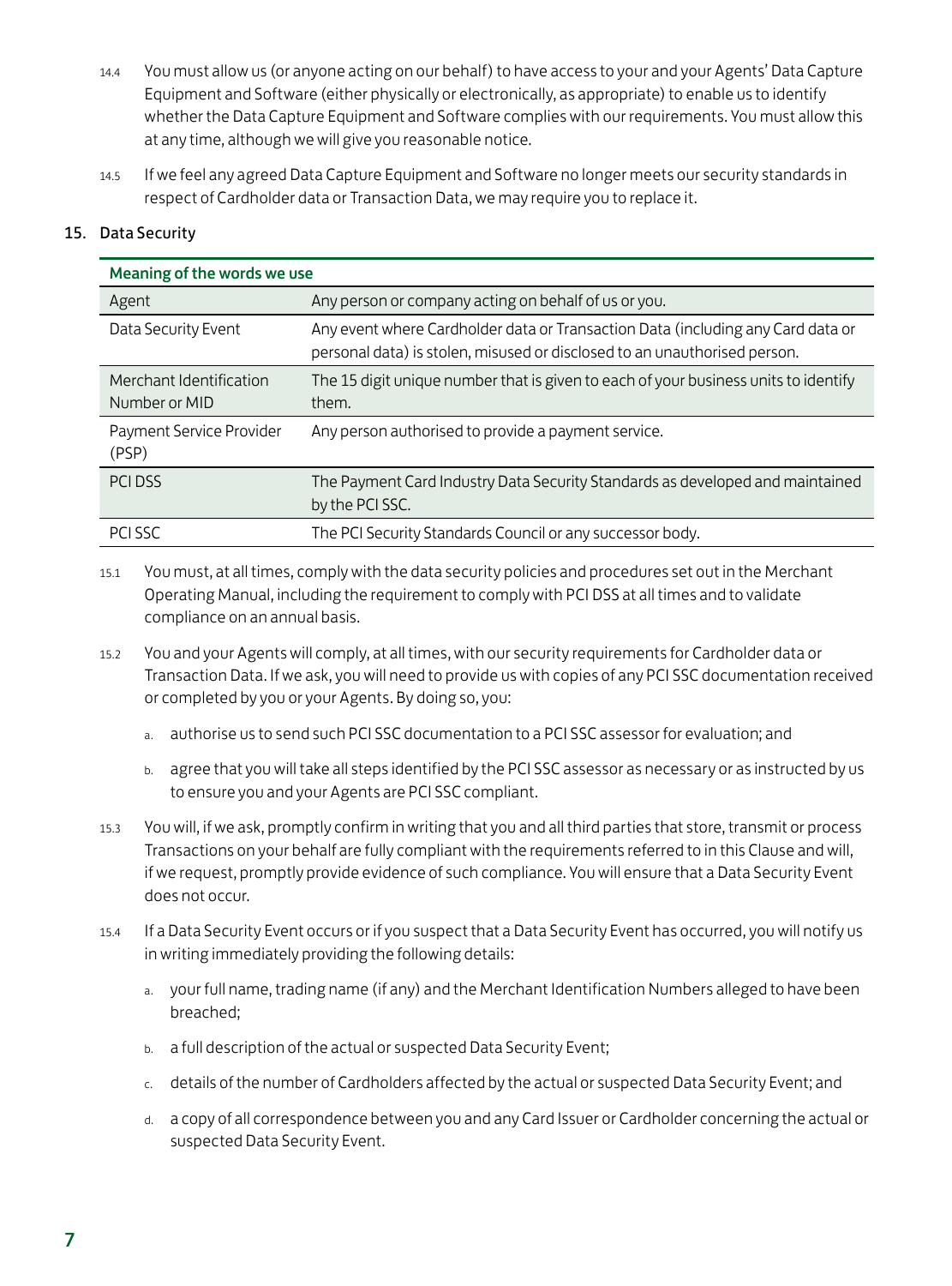14.4 You must allow us (or anyone acting on our behalf) to have access to your and your Agents' Data Capture Equipment and Software (either physically or electronically, as appropriate) to enable us to identify whether the Data Capture Equipment and Software complies with our requirements. You must allow this at any time, although we will give you reasonable notice.

14.5 If we feel any agreed Data Capture Equipment and Software no longer meets our security standards in respect of Cardholder data or Transaction Data, we may require you to replace it.

## 15. Data Security

| Meaning of the words we use | |
|---|---|
| Agent | Any person or company acting on behalf of us or you. |
| Data Security Event | Any event where Cardholder data or Transaction Data (including any Card data or personal data) is stolen, misused or disclosed to an unauthorised person. |
| Merchant Identification Number or MID | The 15 digit unique number that is given to each of your business units to identify them. |
| Payment Service Provider (PSP) | Any person authorised to provide a payment service. |
| PCI DSS | The Payment Card Industry Data Security Standards as developed and maintained by the PCI SSC. |
| PCI SSC | The PCI Security Standards Council or any successor body. |

15.1 You must, at all times, comply with the data security policies and procedures set out in the Merchant Operating Manual, including the requirement to comply with PCI DSS at all times and to validate compliance on an annual basis.

15.2 You and your Agents will comply, at all times, with our security requirements for Cardholder data or Transaction Data. If we ask, you will need to provide us with copies of any PCI SSC documentation received or completed by you or your Agents. By doing so, you:

a. authorise us to send such PCI SSC documentation to a PCI SSC assessor for evaluation; and

b. agree that you will take all steps identified by the PCI SSC assessor as necessary or as instructed by us to ensure you and your Agents are PCI SSC compliant.

15.3 You will, if we ask, promptly confirm in writing that you and all third parties that store, transmit or process Transactions on your behalf are fully compliant with the requirements referred to in this Clause and will, if we request, promptly provide evidence of such compliance. You will ensure that a Data Security Event does not occur.

15.4 If a Data Security Event occurs or if you suspect that a Data Security Event has occurred, you will notify us in writing immediately providing the following details:

a. your full name, trading name (if any) and the Merchant Identification Numbers alleged to have been breached;

b. a full description of the actual or suspected Data Security Event;

c. details of the number of Cardholders affected by the actual or suspected Data Security Event; and

d. a copy of all correspondence between you and any Card Issuer or Cardholder concerning the actual or suspected Data Security Event.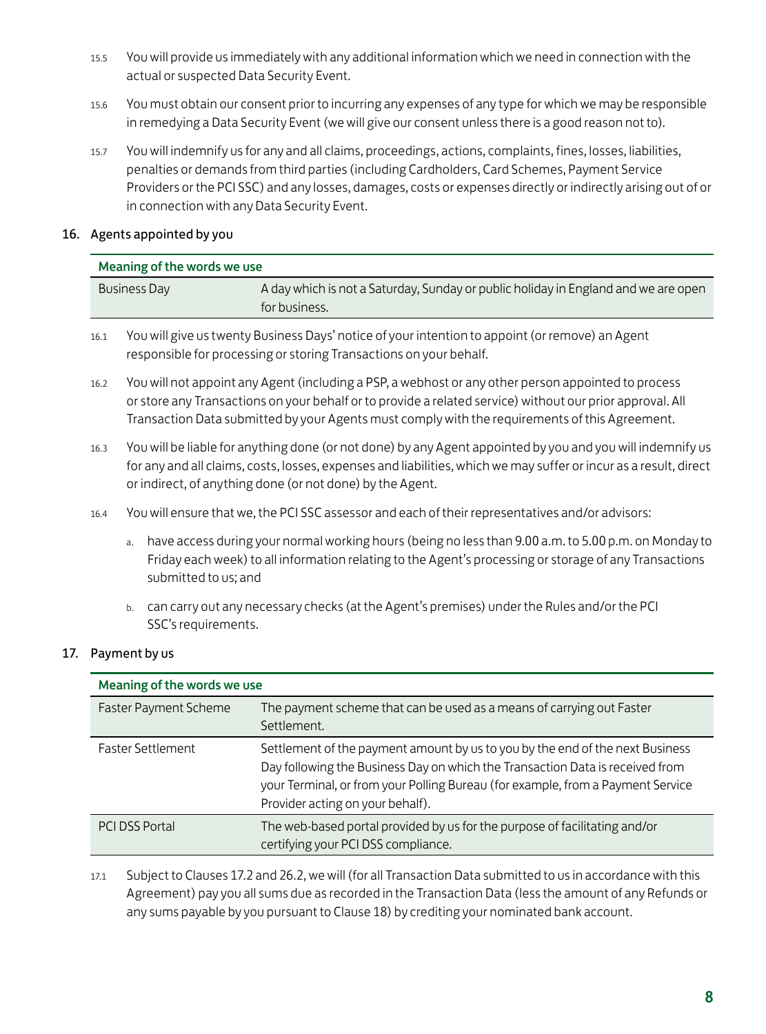15.5 You will provide us immediately with any additional information which we need in connection with the actual or suspected Data Security Event.

15.6 You must obtain our consent prior to incurring any expenses of any type for which we may be responsible in remedying a Data Security Event (we will give our consent unless there is a good reason not to).

15.7 You will indemnify us for any and all claims, proceedings, actions, complaints, fines, losses, liabilities, penalties or demands from third parties (including Cardholders, Card Schemes, Payment Service Providers or the PCI SSC) and any losses, damages, costs or expenses directly or indirectly arising out of or in connection with any Data Security Event.

## 16. Agents appointed by you

| Meaning of the words we use | |
|---|---|
| Business Day | A day which is not a Saturday, Sunday or public holiday in England and we are open for business. |

16.1 You will give us twenty Business Days' notice of your intention to appoint (or remove) an Agent responsible for processing or storing Transactions on your behalf.

16.2 You will not appoint any Agent (including a PSP, a webhost or any other person appointed to process or store any Transactions on your behalf or to provide a related service) without our prior approval. All Transaction Data submitted by your Agents must comply with the requirements of this Agreement.

16.3 You will be liable for anything done (or not done) by any Agent appointed by you and you will indemnify us for any and all claims, costs, losses, expenses and liabilities, which we may suffer or incur as a result, direct or indirect, of anything done (or not done) by the Agent.

16.4 You will ensure that we, the PCI SSC assessor and each of their representatives and/or advisors:

a. have access during your normal working hours (being no less than 9.00 a.m. to 5.00 p.m. on Monday to Friday each week) to all information relating to the Agent's processing or storage of any Transactions submitted to us; and

b. can carry out any necessary checks (at the Agent's premises) under the Rules and/or the PCI SSC's requirements.

## 17. Payment by us

| Meaning of the words we use | |
|---|---|
| Faster Payment Scheme | The payment scheme that can be used as a means of carrying out Faster Settlement. |
| Faster Settlement | Settlement of the payment amount by us to you by the end of the next Business Day following the Business Day on which the Transaction Data is received from your Terminal, or from your Polling Bureau (for example, from a Payment Service Provider acting on your behalf). |
| PCI DSS Portal | The web-based portal provided by us for the purpose of facilitating and/or certifying your PCI DSS compliance. |

17.1 Subject to Clauses 17.2 and 26.2, we will (for all Transaction Data submitted to us in accordance with this Agreement) pay you all sums due as recorded in the Transaction Data (less the amount of any Refunds or any sums payable by you pursuant to Clause 18) by crediting your nominated bank account.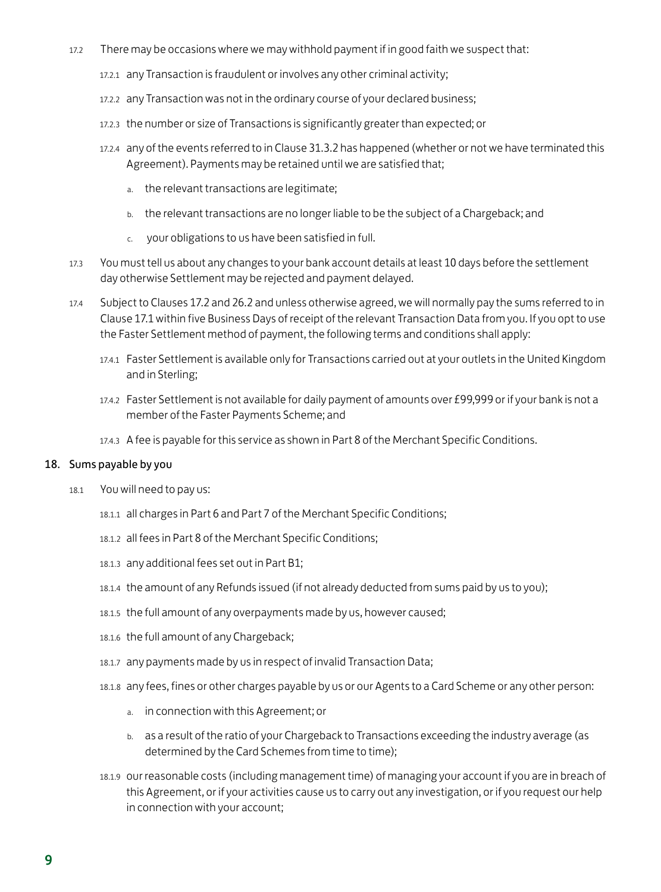17.2 There may be occasions where we may withhold payment if in good faith we suspect that:

17.2.1 any Transaction is fraudulent or involves any other criminal activity;

17.2.2 any Transaction was not in the ordinary course of your declared business;

17.2.3 the number or size of Transactions is significantly greater than expected; or

17.2.4 any of the events referred to in Clause 31.3.2 has happened (whether or not we have terminated this Agreement). Payments may be retained until we are satisfied that;

a. the relevant transactions are legitimate;

b. the relevant transactions are no longer liable to be the subject of a Chargeback; and

c. your obligations to us have been satisfied in full.

17.3 You must tell us about any changes to your bank account details at least 10 days before the settlement day otherwise Settlement may be rejected and payment delayed.

17.4 Subject to Clauses 17.2 and 26.2 and unless otherwise agreed, we will normally pay the sums referred to in Clause 17.1 within five Business Days of receipt of the relevant Transaction Data from you. If you opt to use the Faster Settlement method of payment, the following terms and conditions shall apply:

17.4.1 Faster Settlement is available only for Transactions carried out at your outlets in the United Kingdom and in Sterling;

17.4.2 Faster Settlement is not available for daily payment of amounts over £99,999 or if your bank is not a member of the Faster Payments Scheme; and

17.4.3 A fee is payable for this service as shown in Part 8 of the Merchant Specific Conditions.

## 18. Sums payable by you

18.1 You will need to pay us:

18.1.1 all charges in Part 6 and Part 7 of the Merchant Specific Conditions;

18.1.2 all fees in Part 8 of the Merchant Specific Conditions;

18.1.3 any additional fees set out in Part B1;

18.1.4 the amount of any Refunds issued (if not already deducted from sums paid by us to you);

18.1.5 the full amount of any overpayments made by us, however caused;

18.1.6 the full amount of any Chargeback;

18.1.7 any payments made by us in respect of invalid Transaction Data;

18.1.8 any fees, fines or other charges payable by us or our Agents to a Card Scheme or any other person:

a. in connection with this Agreement; or

b. as a result of the ratio of your Chargeback to Transactions exceeding the industry average (as determined by the Card Schemes from time to time);

18.1.9 our reasonable costs (including management time) of managing your account if you are in breach of this Agreement, or if your activities cause us to carry out any investigation, or if you request our help in connection with your account;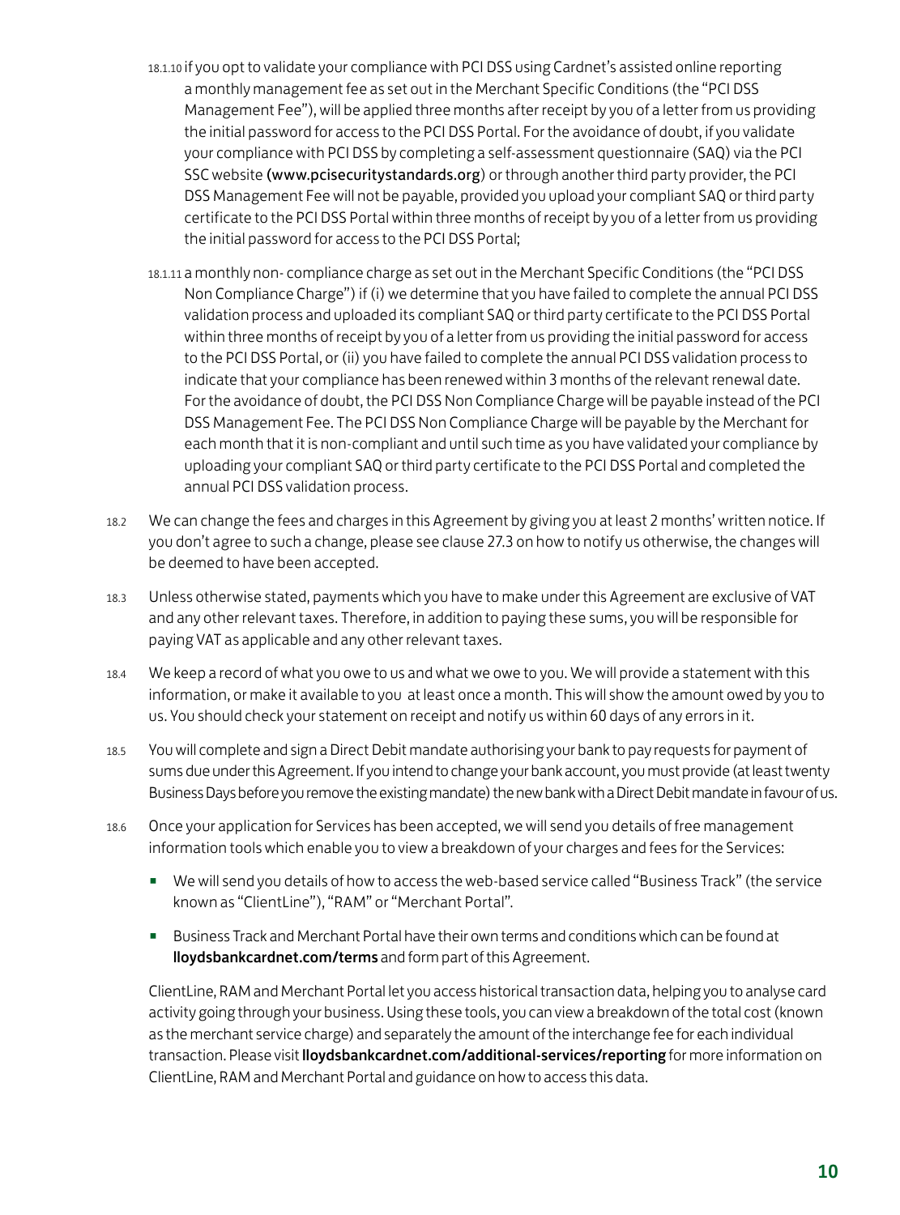18.1.10 if you opt to validate your compliance with PCI DSS using Cardnet's assisted online reporting a monthly management fee as set out in the Merchant Specific Conditions (the "PCI DSS Management Fee"), will be applied three months after receipt by you of a letter from us providing the initial password for access to the PCI DSS Portal. For the avoidance of doubt, if you validate your compliance with PCI DSS by completing a self-assessment questionnaire (SAQ) via the PCI SSC website (www.pcisecuritystandards.org) or through another third party provider, the PCI DSS Management Fee will not be payable, provided you upload your compliant SAQ or third party certificate to the PCI DSS Portal within three months of receipt by you of a letter from us providing the initial password for access to the PCI DSS Portal;

18.1.11 a monthly non- compliance charge as set out in the Merchant Specific Conditions (the "PCI DSS Non Compliance Charge") if (i) we determine that you have failed to complete the annual PCI DSS validation process and uploaded its compliant SAQ or third party certificate to the PCI DSS Portal within three months of receipt by you of a letter from us providing the initial password for access to the PCI DSS Portal, or (ii) you have failed to complete the annual PCI DSS validation process to indicate that your compliance has been renewed within 3 months of the relevant renewal date. For the avoidance of doubt, the PCI DSS Non Compliance Charge will be payable instead of the PCI DSS Management Fee. The PCI DSS Non Compliance Charge will be payable by the Merchant for each month that it is non-compliant and until such time as you have validated your compliance by uploading your compliant SAQ or third party certificate to the PCI DSS Portal and completed the annual PCI DSS validation process.

18.2 We can change the fees and charges in this Agreement by giving you at least 2 months' written notice. If you don't agree to such a change, please see clause 27.3 on how to notify us otherwise, the changes will be deemed to have been accepted.

18.3 Unless otherwise stated, payments which you have to make under this Agreement are exclusive of VAT and any other relevant taxes. Therefore, in addition to paying these sums, you will be responsible for paying VAT as applicable and any other relevant taxes.

18.4 We keep a record of what you owe to us and what we owe to you. We will provide a statement with this information, or make it available to you at least once a month. This will show the amount owed by you to us. You should check your statement on receipt and notify us within 60 days of any errors in it.

18.5 You will complete and sign a Direct Debit mandate authorising your bank to pay requests for payment of sums due under this Agreement. If you intend to change your bank account, you must provide (at least twenty Business Days before you remove the existing mandate) the new bank with a Direct Debit mandate in favour of us.

18.6 Once your application for Services has been accepted, we will send you details of free management information tools which enable you to view a breakdown of your charges and fees for the Services:

- We will send you details of how to access the web-based service called "Business Track" (the service known as "ClientLine"), "RAM" or "Merchant Portal".
- Business Track and Merchant Portal have their own terms and conditions which can be found at **lloydsbankcardnet.com/terms** and form part of this Agreement.

ClientLine, RAM and Merchant Portal let you access historical transaction data, helping you to analyse card activity going through your business. Using these tools, you can view a breakdown of the total cost (known as the merchant service charge) and separately the amount of the interchange fee for each individual transaction. Please visit **lloydsbankcardnet.com/additional-services/reporting** for more information on ClientLine, RAM and Merchant Portal and guidance on how to access this data.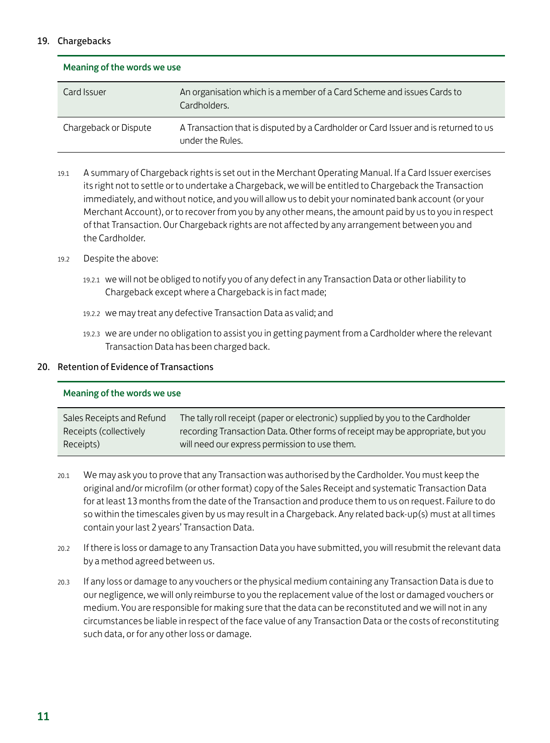## 19. Chargebacks

**Meaning of the words we use**

| | |
|---|---|
| Card Issuer | An organisation which is a member of a Card Scheme and issues Cards to Cardholders. |
| Chargeback or Dispute | A Transaction that is disputed by a Cardholder or Card Issuer and is returned to us under the Rules. |

19.1 A summary of Chargeback rights is set out in the Merchant Operating Manual. If a Card Issuer exercises its right not to settle or to undertake a Chargeback, we will be entitled to Chargeback the Transaction immediately, and without notice, and you will allow us to debit your nominated bank account (or your Merchant Account), or to recover from you by any other means, the amount paid by us to you in respect of that Transaction. Our Chargeback rights are not affected by any arrangement between you and the Cardholder.

19.2 Despite the above:

19.2.1 we will not be obliged to notify you of any defect in any Transaction Data or other liability to Chargeback except where a Chargeback is in fact made;

19.2.2 we may treat any defective Transaction Data as valid; and

19.2.3 we are under no obligation to assist you in getting payment from a Cardholder where the relevant Transaction Data has been charged back.

## 20. Retention of Evidence of Transactions

**Meaning of the words we use**

| | |
|---|---|
| Sales Receipts and Refund Receipts (collectively Receipts) | The tally roll receipt (paper or electronic) supplied by you to the Cardholder recording Transaction Data. Other forms of receipt may be appropriate, but you will need our express permission to use them. |

20.1 We may ask you to prove that any Transaction was authorised by the Cardholder. You must keep the original and/or microfilm (or other format) copy of the Sales Receipt and systematic Transaction Data for at least 13 months from the date of the Transaction and produce them to us on request. Failure to do so within the timescales given by us may result in a Chargeback. Any related back-up(s) must at all times contain your last 2 years' Transaction Data.

20.2 If there is loss or damage to any Transaction Data you have submitted, you will resubmit the relevant data by a method agreed between us.

20.3 If any loss or damage to any vouchers or the physical medium containing any Transaction Data is due to our negligence, we will only reimburse to you the replacement value of the lost or damaged vouchers or medium. You are responsible for making sure that the data can be reconstituted and we will not in any circumstances be liable in respect of the face value of any Transaction Data or the costs of reconstituting such data, or for any other loss or damage.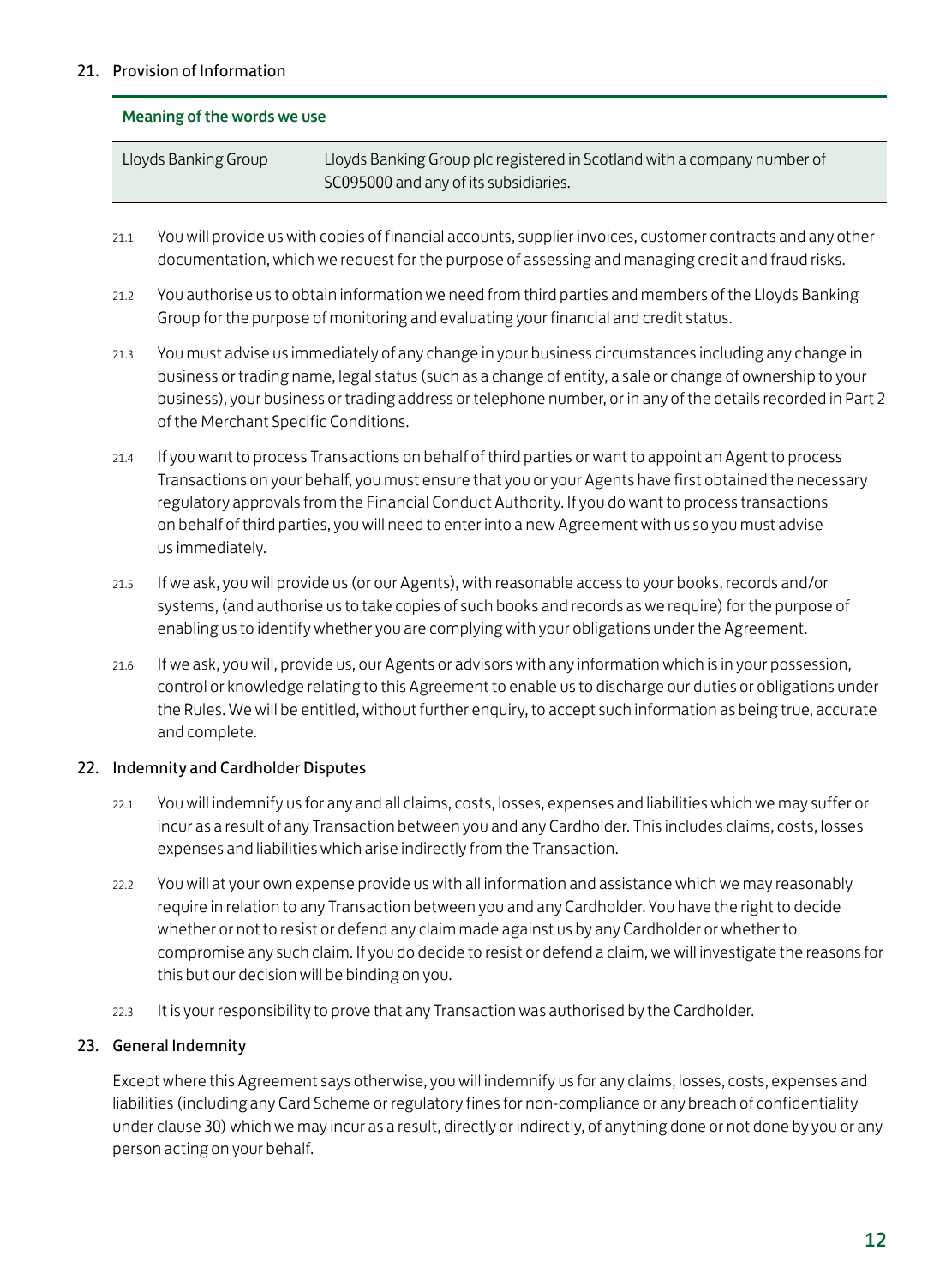## 21. Provision of Information

| Meaning of the words we use | |
|---|---|
| Lloyds Banking Group | Lloyds Banking Group plc registered in Scotland with a company number of SC095000 and any of its subsidiaries. |

21.1 You will provide us with copies of financial accounts, supplier invoices, customer contracts and any other documentation, which we request for the purpose of assessing and managing credit and fraud risks.

21.2 You authorise us to obtain information we need from third parties and members of the Lloyds Banking Group for the purpose of monitoring and evaluating your financial and credit status.

21.3 You must advise us immediately of any change in your business circumstances including any change in business or trading name, legal status (such as a change of entity, a sale or change of ownership to your business), your business or trading address or telephone number, or in any of the details recorded in Part 2 of the Merchant Specific Conditions.

21.4 If you want to process Transactions on behalf of third parties or want to appoint an Agent to process Transactions on your behalf, you must ensure that you or your Agents have first obtained the necessary regulatory approvals from the Financial Conduct Authority. If you do want to process transactions on behalf of third parties, you will need to enter into a new Agreement with us so you must advise us immediately.

21.5 If we ask, you will provide us (or our Agents), with reasonable access to your books, records and/or systems, (and authorise us to take copies of such books and records as we require) for the purpose of enabling us to identify whether you are complying with your obligations under the Agreement.

21.6 If we ask, you will, provide us, our Agents or advisors with any information which is in your possession, control or knowledge relating to this Agreement to enable us to discharge our duties or obligations under the Rules. We will be entitled, without further enquiry, to accept such information as being true, accurate and complete.

## 22. Indemnity and Cardholder Disputes

22.1 You will indemnify us for any and all claims, costs, losses, expenses and liabilities which we may suffer or incur as a result of any Transaction between you and any Cardholder. This includes claims, costs, losses expenses and liabilities which arise indirectly from the Transaction.

22.2 You will at your own expense provide us with all information and assistance which we may reasonably require in relation to any Transaction between you and any Cardholder. You have the right to decide whether or not to resist or defend any claim made against us by any Cardholder or whether to compromise any such claim. If you do decide to resist or defend a claim, we will investigate the reasons for this but our decision will be binding on you.

22.3 It is your responsibility to prove that any Transaction was authorised by the Cardholder.

## 23. General Indemnity

Except where this Agreement says otherwise, you will indemnify us for any claims, losses, costs, expenses and liabilities (including any Card Scheme or regulatory fines for non-compliance or any breach of confidentiality under clause 30) which we may incur as a result, directly or indirectly, of anything done or not done by you or any person acting on your behalf.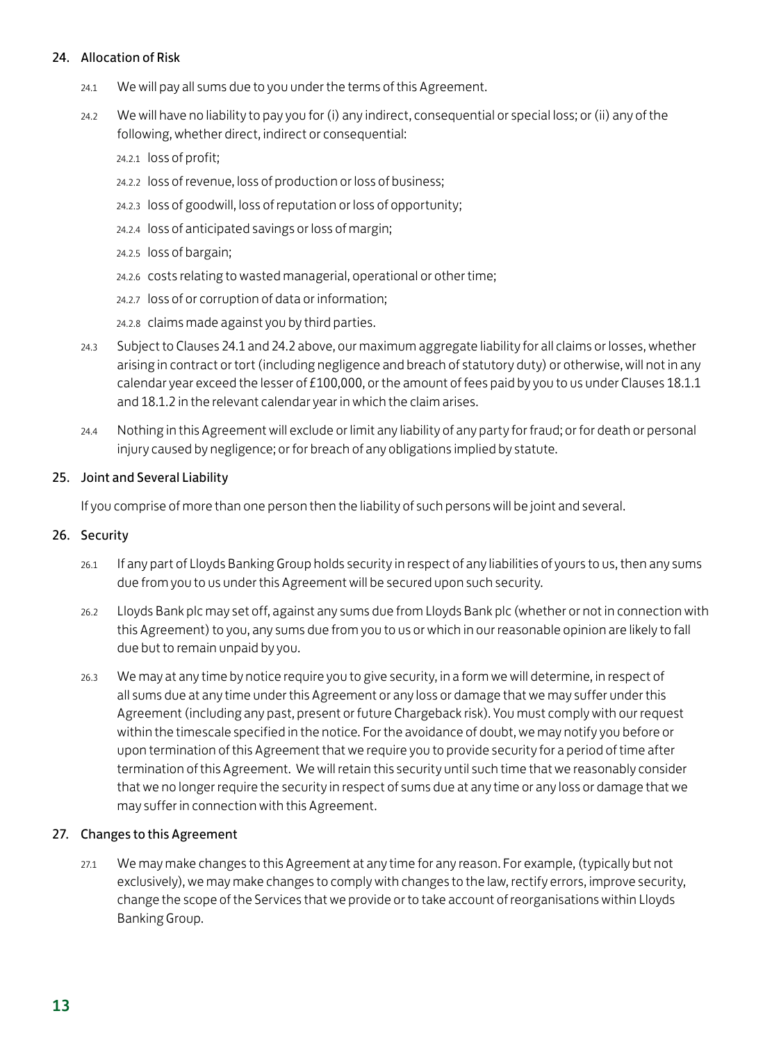## 24. Allocation of Risk

24.1 We will pay all sums due to you under the terms of this Agreement.

24.2 We will have no liability to pay you for (i) any indirect, consequential or special loss; or (ii) any of the following, whether direct, indirect or consequential:

24.2.1 loss of profit;

24.2.2 loss of revenue, loss of production or loss of business;

24.2.3 loss of goodwill, loss of reputation or loss of opportunity;

24.2.4 loss of anticipated savings or loss of margin;

24.2.5 loss of bargain;

24.2.6 costs relating to wasted managerial, operational or other time;

24.2.7 loss of or corruption of data or information;

24.2.8 claims made against you by third parties.

24.3 Subject to Clauses 24.1 and 24.2 above, our maximum aggregate liability for all claims or losses, whether arising in contract or tort (including negligence and breach of statutory duty) or otherwise, will not in any calendar year exceed the lesser of £100,000, or the amount of fees paid by you to us under Clauses 18.1.1 and 18.1.2 in the relevant calendar year in which the claim arises.

24.4 Nothing in this Agreement will exclude or limit any liability of any party for fraud; or for death or personal injury caused by negligence; or for breach of any obligations implied by statute.

## 25. Joint and Several Liability

If you comprise of more than one person then the liability of such persons will be joint and several.

## 26. Security

26.1 If any part of Lloyds Banking Group holds security in respect of any liabilities of yours to us, then any sums due from you to us under this Agreement will be secured upon such security.

26.2 Lloyds Bank plc may set off, against any sums due from Lloyds Bank plc (whether or not in connection with this Agreement) to you, any sums due from you to us or which in our reasonable opinion are likely to fall due but to remain unpaid by you.

26.3 We may at any time by notice require you to give security, in a form we will determine, in respect of all sums due at any time under this Agreement or any loss or damage that we may suffer under this Agreement (including any past, present or future Chargeback risk). You must comply with our request within the timescale specified in the notice. For the avoidance of doubt, we may notify you before or upon termination of this Agreement that we require you to provide security for a period of time after termination of this Agreement. We will retain this security until such time that we reasonably consider that we no longer require the security in respect of sums due at any time or any loss or damage that we may suffer in connection with this Agreement.

## 27. Changes to this Agreement

27.1 We may make changes to this Agreement at any time for any reason. For example, (typically but not exclusively), we may make changes to comply with changes to the law, rectify errors, improve security, change the scope of the Services that we provide or to take account of reorganisations within Lloyds Banking Group.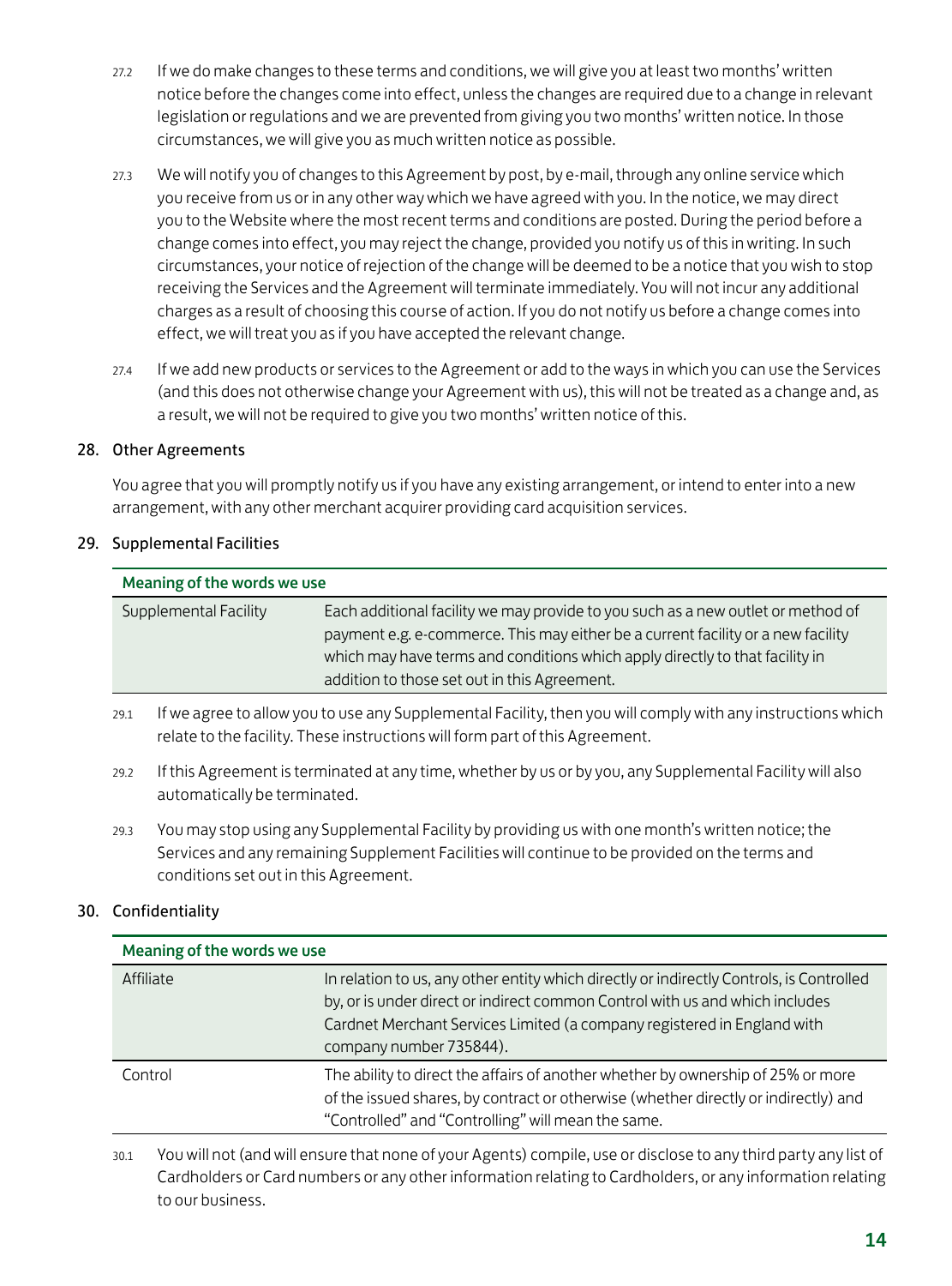27.2 If we do make changes to these terms and conditions, we will give you at least two months' written notice before the changes come into effect, unless the changes are required due to a change in relevant legislation or regulations and we are prevented from giving you two months' written notice. In those circumstances, we will give you as much written notice as possible.

27.3 We will notify you of changes to this Agreement by post, by e-mail, through any online service which you receive from us or in any other way which we have agreed with you. In the notice, we may direct you to the Website where the most recent terms and conditions are posted. During the period before a change comes into effect, you may reject the change, provided you notify us of this in writing. In such circumstances, your notice of rejection of the change will be deemed to be a notice that you wish to stop receiving the Services and the Agreement will terminate immediately. You will not incur any additional charges as a result of choosing this course of action. If you do not notify us before a change comes into effect, we will treat you as if you have accepted the relevant change.

27.4 If we add new products or services to the Agreement or add to the ways in which you can use the Services (and this does not otherwise change your Agreement with us), this will not be treated as a change and, as a result, we will not be required to give you two months' written notice of this.

## 28. Other Agreements

You agree that you will promptly notify us if you have any existing arrangement, or intend to enter into a new arrangement, with any other merchant acquirer providing card acquisition services.

## 29. Supplemental Facilities

| Meaning of the words we use | |
|---|---|
| Supplemental Facility | Each additional facility we may provide to you such as a new outlet or method of payment e.g. e-commerce. This may either be a current facility or a new facility which may have terms and conditions which apply directly to that facility in addition to those set out in this Agreement. |

29.1 If we agree to allow you to use any Supplemental Facility, then you will comply with any instructions which relate to the facility. These instructions will form part of this Agreement.

29.2 If this Agreement is terminated at any time, whether by us or by you, any Supplemental Facility will also automatically be terminated.

29.3 You may stop using any Supplemental Facility by providing us with one month's written notice; the Services and any remaining Supplement Facilities will continue to be provided on the terms and conditions set out in this Agreement.

## 30. Confidentiality

| Meaning of the words we use | |
|---|---|
| Affiliate | In relation to us, any other entity which directly or indirectly Controls, is Controlled by, or is under direct or indirect common Control with us and which includes Cardnet Merchant Services Limited (a company registered in England with company number 735844). |
| Control | The ability to direct the affairs of another whether by ownership of 25% or more of the issued shares, by contract or otherwise (whether directly or indirectly) and "Controlled" and "Controlling" will mean the same. |

30.1 You will not (and will ensure that none of your Agents) compile, use or disclose to any third party any list of Cardholders or Card numbers or any other information relating to Cardholders, or any information relating to our business.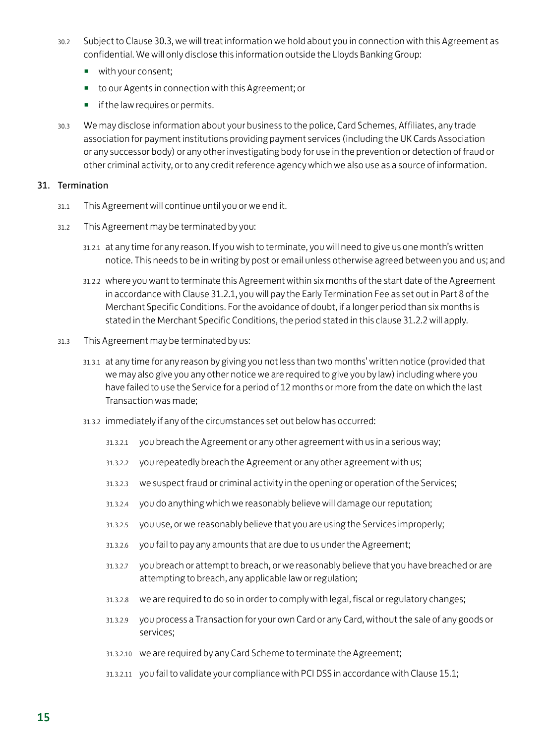30.2 Subject to Clause 30.3, we will treat information we hold about you in connection with this Agreement as confidential. We will only disclose this information outside the Lloyds Banking Group:

- with your consent;
- to our Agents in connection with this Agreement; or
- if the law requires or permits.

30.3 We may disclose information about your business to the police, Card Schemes, Affiliates, any trade association for payment institutions providing payment services (including the UK Cards Association or any successor body) or any other investigating body for use in the prevention or detection of fraud or other criminal activity, or to any credit reference agency which we also use as a source of information.

## 31. Termination

31.1 This Agreement will continue until you or we end it.

31.2 This Agreement may be terminated by you:

31.2.1 at any time for any reason. If you wish to terminate, you will need to give us one month's written notice. This needs to be in writing by post or email unless otherwise agreed between you and us; and

31.2.2 where you want to terminate this Agreement within six months of the start date of the Agreement in accordance with Clause 31.2.1, you will pay the Early Termination Fee as set out in Part 8 of the Merchant Specific Conditions. For the avoidance of doubt, if a longer period than six months is stated in the Merchant Specific Conditions, the period stated in this clause 31.2.2 will apply.

31.3 This Agreement may be terminated by us:

31.3.1 at any time for any reason by giving you not less than two months' written notice (provided that we may also give you any other notice we are required to give you by law) including where you have failed to use the Service for a period of 12 months or more from the date on which the last Transaction was made;

31.3.2 immediately if any of the circumstances set out below has occurred:

31.3.2.1 you breach the Agreement or any other agreement with us in a serious way;

31.3.2.2 you repeatedly breach the Agreement or any other agreement with us;

31.3.2.3 we suspect fraud or criminal activity in the opening or operation of the Services;

31.3.2.4 you do anything which we reasonably believe will damage our reputation;

31.3.2.5 you use, or we reasonably believe that you are using the Services improperly;

31.3.2.6 you fail to pay any amounts that are due to us under the Agreement;

31.3.2.7 you breach or attempt to breach, or we reasonably believe that you have breached or are attempting to breach, any applicable law or regulation;

31.3.2.8 we are required to do so in order to comply with legal, fiscal or regulatory changes;

31.3.2.9 you process a Transaction for your own Card or any Card, without the sale of any goods or services;

31.3.2.10 we are required by any Card Scheme to terminate the Agreement;

31.3.2.11 you fail to validate your compliance with PCI DSS in accordance with Clause 15.1;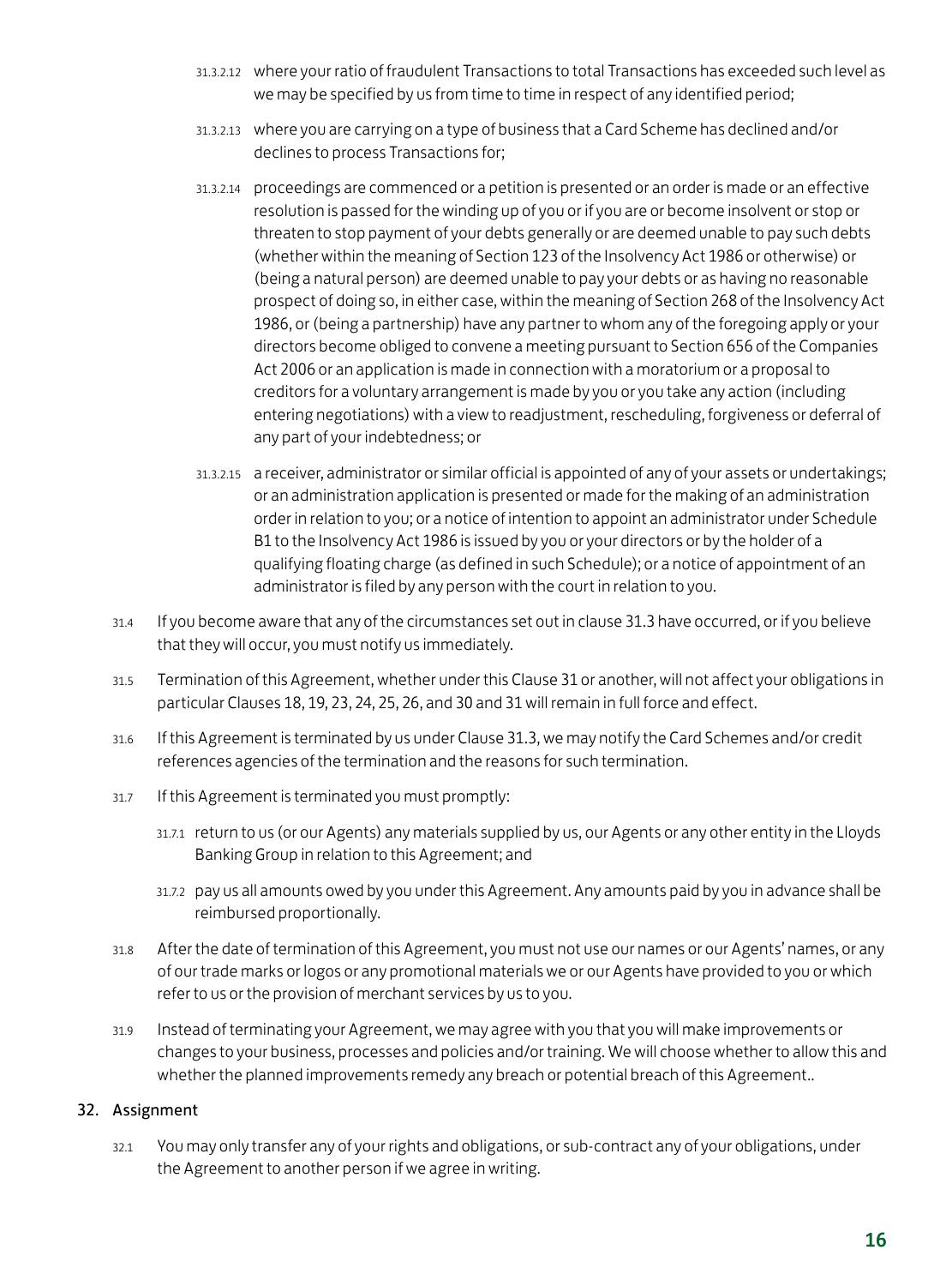31.3.2.12 where your ratio of fraudulent Transactions to total Transactions has exceeded such level as we may be specified by us from time to time in respect of any identified period;

31.3.2.13 where you are carrying on a type of business that a Card Scheme has declined and/or declines to process Transactions for;

31.3.2.14 proceedings are commenced or a petition is presented or an order is made or an effective resolution is passed for the winding up of you or if you are or become insolvent or stop or threaten to stop payment of your debts generally or are deemed unable to pay such debts (whether within the meaning of Section 123 of the Insolvency Act 1986 or otherwise) or (being a natural person) are deemed unable to pay your debts or as having no reasonable prospect of doing so, in either case, within the meaning of Section 268 of the Insolvency Act 1986, or (being a partnership) have any partner to whom any of the foregoing apply or your directors become obliged to convene a meeting pursuant to Section 656 of the Companies Act 2006 or an application is made in connection with a moratorium or a proposal to creditors for a voluntary arrangement is made by you or you take any action (including entering negotiations) with a view to readjustment, rescheduling, forgiveness or deferral of any part of your indebtedness; or

31.3.2.15 a receiver, administrator or similar official is appointed of any of your assets or undertakings; or an administration application is presented or made for the making of an administration order in relation to you; or a notice of intention to appoint an administrator under Schedule B1 to the Insolvency Act 1986 is issued by you or your directors or by the holder of a qualifying floating charge (as defined in such Schedule); or a notice of appointment of an administrator is filed by any person with the court in relation to you.

31.4 If you become aware that any of the circumstances set out in clause 31.3 have occurred, or if you believe that they will occur, you must notify us immediately.

31.5 Termination of this Agreement, whether under this Clause 31 or another, will not affect your obligations in particular Clauses 18, 19, 23, 24, 25, 26, and 30 and 31 will remain in full force and effect.

31.6 If this Agreement is terminated by us under Clause 31.3, we may notify the Card Schemes and/or credit references agencies of the termination and the reasons for such termination.

31.7 If this Agreement is terminated you must promptly:

31.7.1 return to us (or our Agents) any materials supplied by us, our Agents or any other entity in the Lloyds Banking Group in relation to this Agreement; and

31.7.2 pay us all amounts owed by you under this Agreement. Any amounts paid by you in advance shall be reimbursed proportionally.

31.8 After the date of termination of this Agreement, you must not use our names or our Agents' names, or any of our trade marks or logos or any promotional materials we or our Agents have provided to you or which refer to us or the provision of merchant services by us to you.

31.9 Instead of terminating your Agreement, we may agree with you that you will make improvements or changes to your business, processes and policies and/or training. We will choose whether to allow this and whether the planned improvements remedy any breach or potential breach of this Agreement..

## 32. Assignment

32.1 You may only transfer any of your rights and obligations, or sub-contract any of your obligations, under the Agreement to another person if we agree in writing.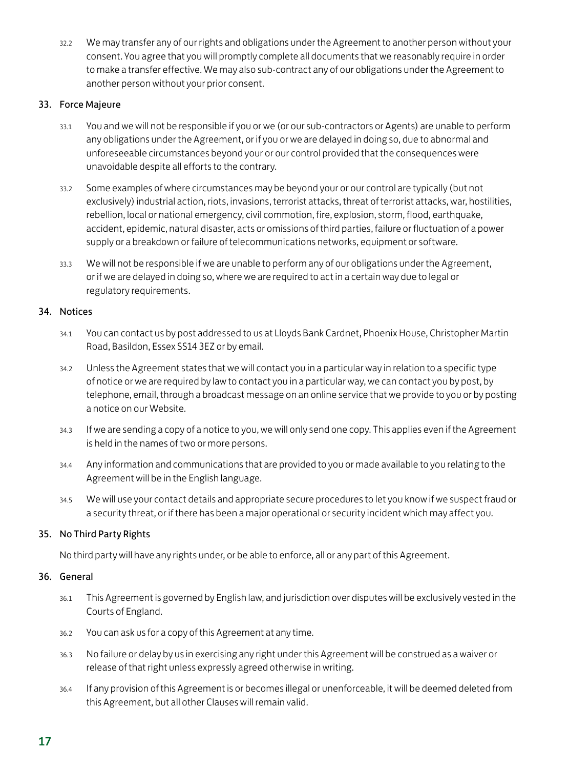32.2 We may transfer any of our rights and obligations under the Agreement to another person without your consent. You agree that you will promptly complete all documents that we reasonably require in order to make a transfer effective. We may also sub-contract any of our obligations under the Agreement to another person without your prior consent.

## 33. Force Majeure

33.1 You and we will not be responsible if you or we (or our sub-contractors or Agents) are unable to perform any obligations under the Agreement, or if you or we are delayed in doing so, due to abnormal and unforeseeable circumstances beyond your or our control provided that the consequences were unavoidable despite all efforts to the contrary.

33.2 Some examples of where circumstances may be beyond your or our control are typically (but not exclusively) industrial action, riots, invasions, terrorist attacks, threat of terrorist attacks, war, hostilities, rebellion, local or national emergency, civil commotion, fire, explosion, storm, flood, earthquake, accident, epidemic, natural disaster, acts or omissions of third parties, failure or fluctuation of a power supply or a breakdown or failure of telecommunications networks, equipment or software.

33.3 We will not be responsible if we are unable to perform any of our obligations under the Agreement, or if we are delayed in doing so, where we are required to act in a certain way due to legal or regulatory requirements.

## 34. Notices

34.1 You can contact us by post addressed to us at Lloyds Bank Cardnet, Phoenix House, Christopher Martin Road, Basildon, Essex SS14 3EZ or by email.

34.2 Unless the Agreement states that we will contact you in a particular way in relation to a specific type of notice or we are required by law to contact you in a particular way, we can contact you by post, by telephone, email, through a broadcast message on an online service that we provide to you or by posting a notice on our Website.

34.3 If we are sending a copy of a notice to you, we will only send one copy. This applies even if the Agreement is held in the names of two or more persons.

34.4 Any information and communications that are provided to you or made available to you relating to the Agreement will be in the English language.

34.5 We will use your contact details and appropriate secure procedures to let you know if we suspect fraud or a security threat, or if there has been a major operational or security incident which may affect you.

## 35. No Third Party Rights

No third party will have any rights under, or be able to enforce, all or any part of this Agreement.

## 36. General

36.1 This Agreement is governed by English law, and jurisdiction over disputes will be exclusively vested in the Courts of England.

36.2 You can ask us for a copy of this Agreement at any time.

36.3 No failure or delay by us in exercising any right under this Agreement will be construed as a waiver or release of that right unless expressly agreed otherwise in writing.

36.4 If any provision of this Agreement is or becomes illegal or unenforceable, it will be deemed deleted from this Agreement, but all other Clauses will remain valid.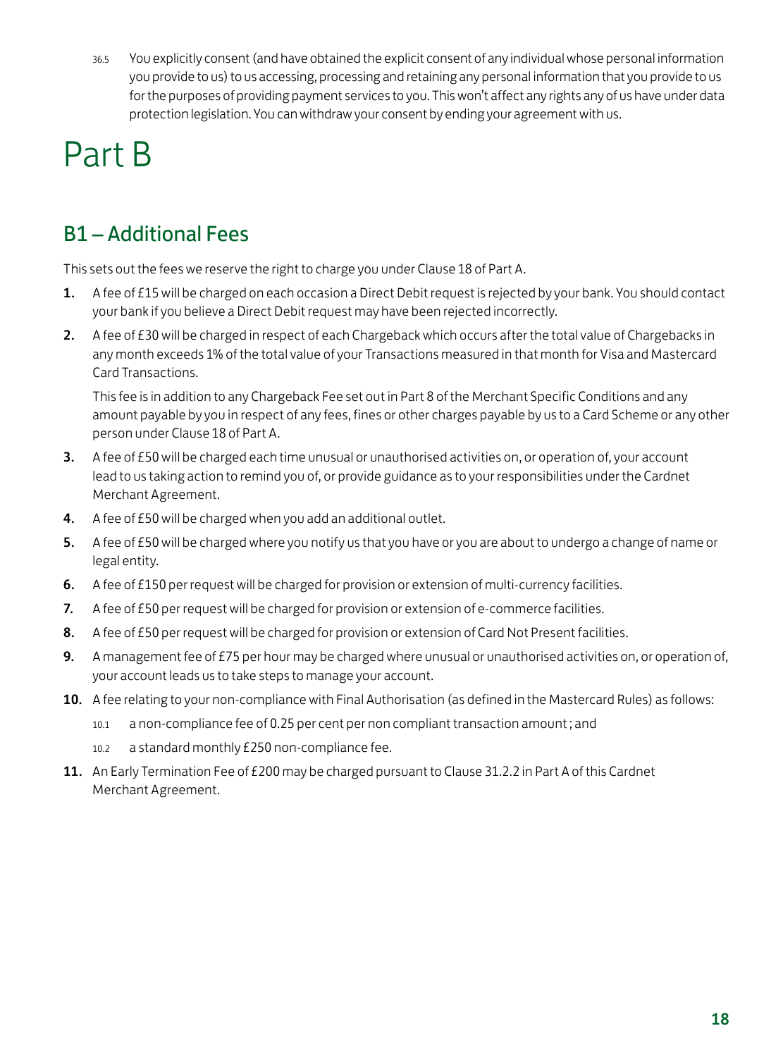36.5 You explicitly consent (and have obtained the explicit consent of any individual whose personal information you provide to us) to us accessing, processing and retaining any personal information that you provide to us for the purposes of providing payment services to you. This won't affect any rights any of us have under data protection legislation. You can withdraw your consent by ending your agreement with us.

# Part B

## B1 – Additional Fees

This sets out the fees we reserve the right to charge you under Clause 18 of Part A.

1. A fee of £15 will be charged on each occasion a Direct Debit request is rejected by your bank. You should contact your bank if you believe a Direct Debit request may have been rejected incorrectly.
2. A fee of £30 will be charged in respect of each Chargeback which occurs after the total value of Chargebacks in any month exceeds 1% of the total value of your Transactions measured in that month for Visa and Mastercard Card Transactions.

   This fee is in addition to any Chargeback Fee set out in Part 8 of the Merchant Specific Conditions and any amount payable by you in respect of any fees, fines or other charges payable by us to a Card Scheme or any other person under Clause 18 of Part A.
3. A fee of £50 will be charged each time unusual or unauthorised activities on, or operation of, your account lead to us taking action to remind you of, or provide guidance as to your responsibilities under the Cardnet Merchant Agreement.
4. A fee of £50 will be charged when you add an additional outlet.
5. A fee of £50 will be charged where you notify us that you have or you are about to undergo a change of name or legal entity.
6. A fee of £150 per request will be charged for provision or extension of multi-currency facilities.
7. A fee of £50 per request will be charged for provision or extension of e-commerce facilities.
8. A fee of £50 per request will be charged for provision or extension of Card Not Present facilities.
9. A management fee of £75 per hour may be charged where unusual or unauthorised activities on, or operation of, your account leads us to take steps to manage your account.
10. A fee relating to your non-compliance with Final Authorisation (as defined in the Mastercard Rules) as follows:
    - 10.1 a non-compliance fee of 0.25 per cent per non compliant transaction amount ; and
    - 10.2 a standard monthly £250 non-compliance fee.
11. An Early Termination Fee of £200 may be charged pursuant to Clause 31.2.2 in Part A of this Cardnet Merchant Agreement.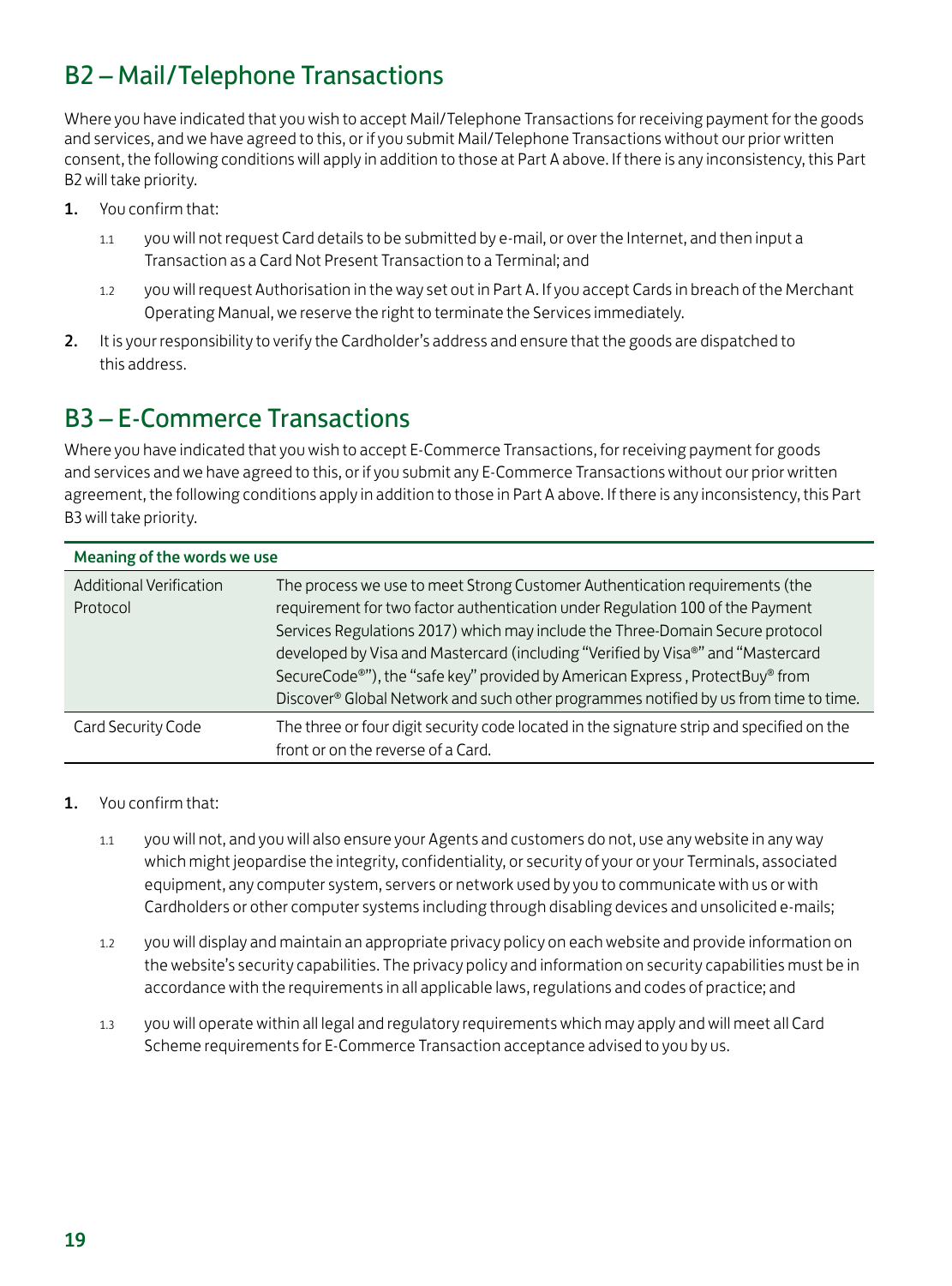## B2 – Mail/Telephone Transactions

Where you have indicated that you wish to accept Mail/Telephone Transactions for receiving payment for the goods and services, and we have agreed to this, or if you submit Mail/Telephone Transactions without our prior written consent, the following conditions will apply in addition to those at Part A above. If there is any inconsistency, this Part B2 will take priority.

**1.** You confirm that:

1.1 you will not request Card details to be submitted by e-mail, or over the Internet, and then input a Transaction as a Card Not Present Transaction to a Terminal; and

1.2 you will request Authorisation in the way set out in Part A. If you accept Cards in breach of the Merchant Operating Manual, we reserve the right to terminate the Services immediately.

**2.** It is your responsibility to verify the Cardholder's address and ensure that the goods are dispatched to this address.

## B3 – E-Commerce Transactions

Where you have indicated that you wish to accept E-Commerce Transactions, for receiving payment for goods and services and we have agreed to this, or if you submit any E-Commerce Transactions without our prior written agreement, the following conditions apply in addition to those in Part A above. If there is any inconsistency, this Part B3 will take priority.

| Meaning of the words we use | |
|---|---|
| Additional Verification Protocol | The process we use to meet Strong Customer Authentication requirements (the requirement for two factor authentication under Regulation 100 of the Payment Services Regulations 2017) which may include the Three-Domain Secure protocol developed by Visa and Mastercard (including "Verified by Visa®" and "Mastercard SecureCode®"), the "safe key" provided by American Express , ProtectBuy® from Discover® Global Network and such other programmes notified by us from time to time. |
| Card Security Code | The three or four digit security code located in the signature strip and specified on the front or on the reverse of a Card. |

**1.** You confirm that:

1.1 you will not, and you will also ensure your Agents and customers do not, use any website in any way which might jeopardise the integrity, confidentiality, or security of your or your Terminals, associated equipment, any computer system, servers or network used by you to communicate with us or with Cardholders or other computer systems including through disabling devices and unsolicited e-mails;

1.2 you will display and maintain an appropriate privacy policy on each website and provide information on the website's security capabilities. The privacy policy and information on security capabilities must be in accordance with the requirements in all applicable laws, regulations and codes of practice; and

1.3 you will operate within all legal and regulatory requirements which may apply and will meet all Card Scheme requirements for E-Commerce Transaction acceptance advised to you by us.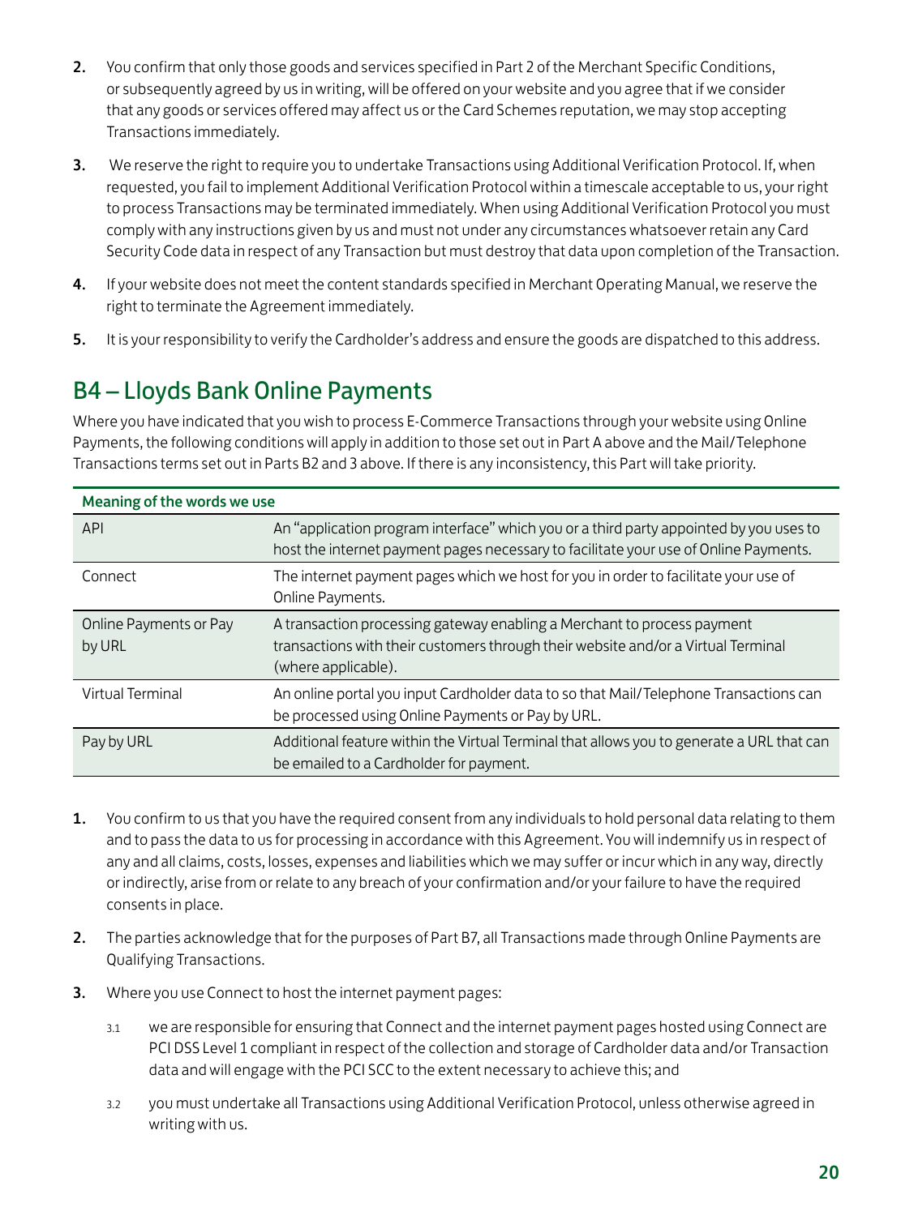2. You confirm that only those goods and services specified in Part 2 of the Merchant Specific Conditions, or subsequently agreed by us in writing, will be offered on your website and you agree that if we consider that any goods or services offered may affect us or the Card Schemes reputation, we may stop accepting Transactions immediately.

3. We reserve the right to require you to undertake Transactions using Additional Verification Protocol. If, when requested, you fail to implement Additional Verification Protocol within a timescale acceptable to us, your right to process Transactions may be terminated immediately. When using Additional Verification Protocol you must comply with any instructions given by us and must not under any circumstances whatsoever retain any Card Security Code data in respect of any Transaction but must destroy that data upon completion of the Transaction.

4. If your website does not meet the content standards specified in Merchant Operating Manual, we reserve the right to terminate the Agreement immediately.

5. It is your responsibility to verify the Cardholder's address and ensure the goods are dispatched to this address.

## B4 – Lloyds Bank Online Payments

Where you have indicated that you wish to process E-Commerce Transactions through your website using Online Payments, the following conditions will apply in addition to those set out in Part A above and the Mail/Telephone Transactions terms set out in Parts B2 and 3 above. If there is any inconsistency, this Part will take priority.

| Meaning of the words we use | |
|---|---|
| API | An "application program interface" which you or a third party appointed by you uses to host the internet payment pages necessary to facilitate your use of Online Payments. |
| Connect | The internet payment pages which we host for you in order to facilitate your use of Online Payments. |
| Online Payments or Pay by URL | A transaction processing gateway enabling a Merchant to process payment transactions with their customers through their website and/or a Virtual Terminal (where applicable). |
| Virtual Terminal | An online portal you input Cardholder data to so that Mail/Telephone Transactions can be processed using Online Payments or Pay by URL. |
| Pay by URL | Additional feature within the Virtual Terminal that allows you to generate a URL that can be emailed to a Cardholder for payment. |

1. You confirm to us that you have the required consent from any individuals to hold personal data relating to them and to pass the data to us for processing in accordance with this Agreement. You will indemnify us in respect of any and all claims, costs, losses, expenses and liabilities which we may suffer or incur which in any way, directly or indirectly, arise from or relate to any breach of your confirmation and/or your failure to have the required consents in place.

2. The parties acknowledge that for the purposes of Part B7, all Transactions made through Online Payments are Qualifying Transactions.

3. Where you use Connect to host the internet payment pages:

   3.1 we are responsible for ensuring that Connect and the internet payment pages hosted using Connect are PCI DSS Level 1 compliant in respect of the collection and storage of Cardholder data and/or Transaction data and will engage with the PCI SCC to the extent necessary to achieve this; and

   3.2 you must undertake all Transactions using Additional Verification Protocol, unless otherwise agreed in writing with us.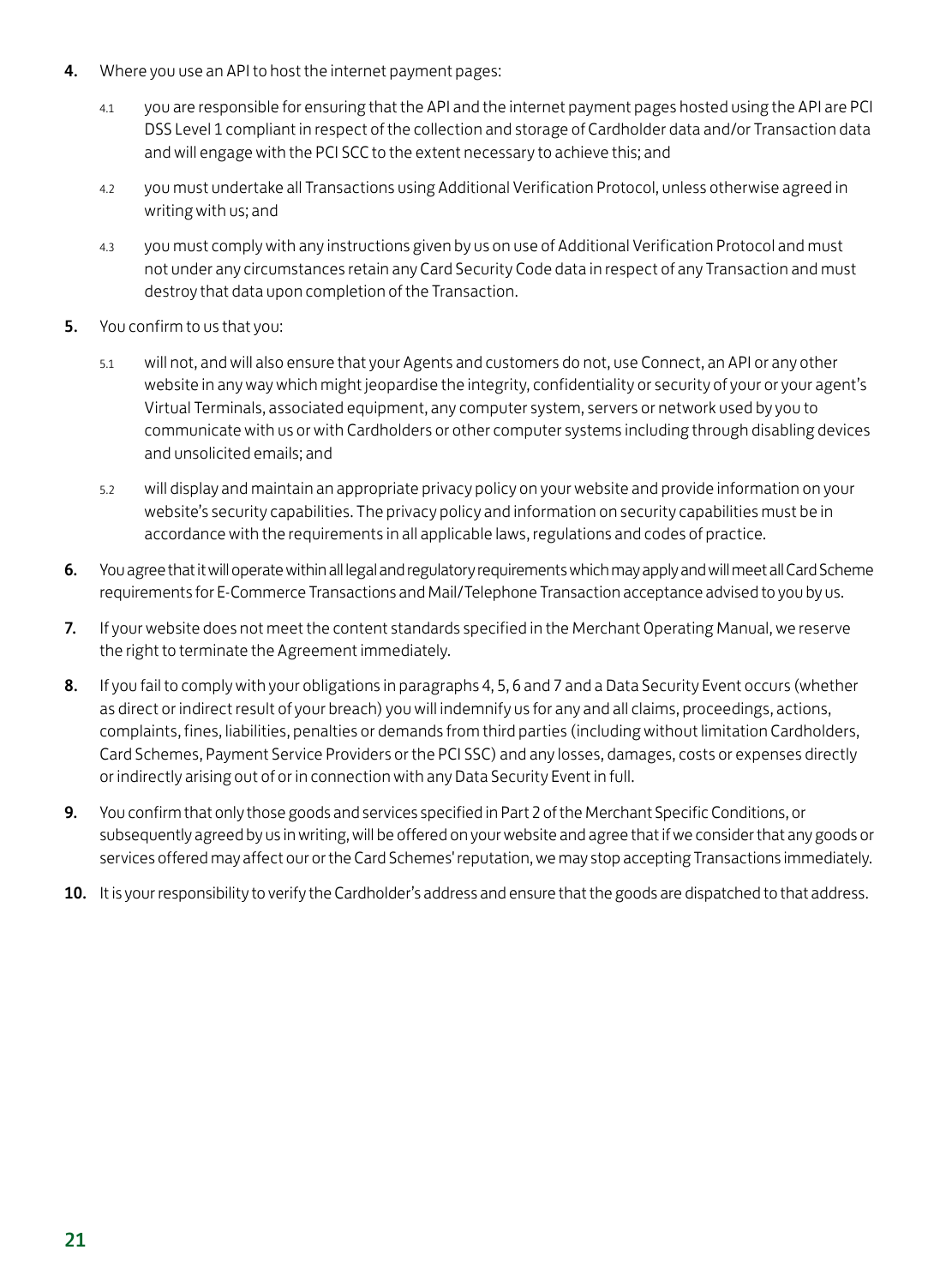4. Where you use an API to host the internet payment pages:

   4.1 you are responsible for ensuring that the API and the internet payment pages hosted using the API are PCI DSS Level 1 compliant in respect of the collection and storage of Cardholder data and/or Transaction data and will engage with the PCI SCC to the extent necessary to achieve this; and

   4.2 you must undertake all Transactions using Additional Verification Protocol, unless otherwise agreed in writing with us; and

   4.3 you must comply with any instructions given by us on use of Additional Verification Protocol and must not under any circumstances retain any Card Security Code data in respect of any Transaction and must destroy that data upon completion of the Transaction.

5. You confirm to us that you:

   5.1 will not, and will also ensure that your Agents and customers do not, use Connect, an API or any other website in any way which might jeopardise the integrity, confidentiality or security of your or your agent's Virtual Terminals, associated equipment, any computer system, servers or network used by you to communicate with us or with Cardholders or other computer systems including through disabling devices and unsolicited emails; and

   5.2 will display and maintain an appropriate privacy policy on your website and provide information on your website's security capabilities. The privacy policy and information on security capabilities must be in accordance with the requirements in all applicable laws, regulations and codes of practice.

6. You agree that it will operate within all legal and regulatory requirements which may apply and will meet all Card Scheme requirements for E-Commerce Transactions and Mail/Telephone Transaction acceptance advised to you by us.

7. If your website does not meet the content standards specified in the Merchant Operating Manual, we reserve the right to terminate the Agreement immediately.

8. If you fail to comply with your obligations in paragraphs 4, 5, 6 and 7 and a Data Security Event occurs (whether as direct or indirect result of your breach) you will indemnify us for any and all claims, proceedings, actions, complaints, fines, liabilities, penalties or demands from third parties (including without limitation Cardholders, Card Schemes, Payment Service Providers or the PCI SSC) and any losses, damages, costs or expenses directly or indirectly arising out of or in connection with any Data Security Event in full.

9. You confirm that only those goods and services specified in Part 2 of the Merchant Specific Conditions, or subsequently agreed by us in writing, will be offered on your website and agree that if we consider that any goods or services offered may affect our or the Card Schemes' reputation, we may stop accepting Transactions immediately.

10. It is your responsibility to verify the Cardholder's address and ensure that the goods are dispatched to that address.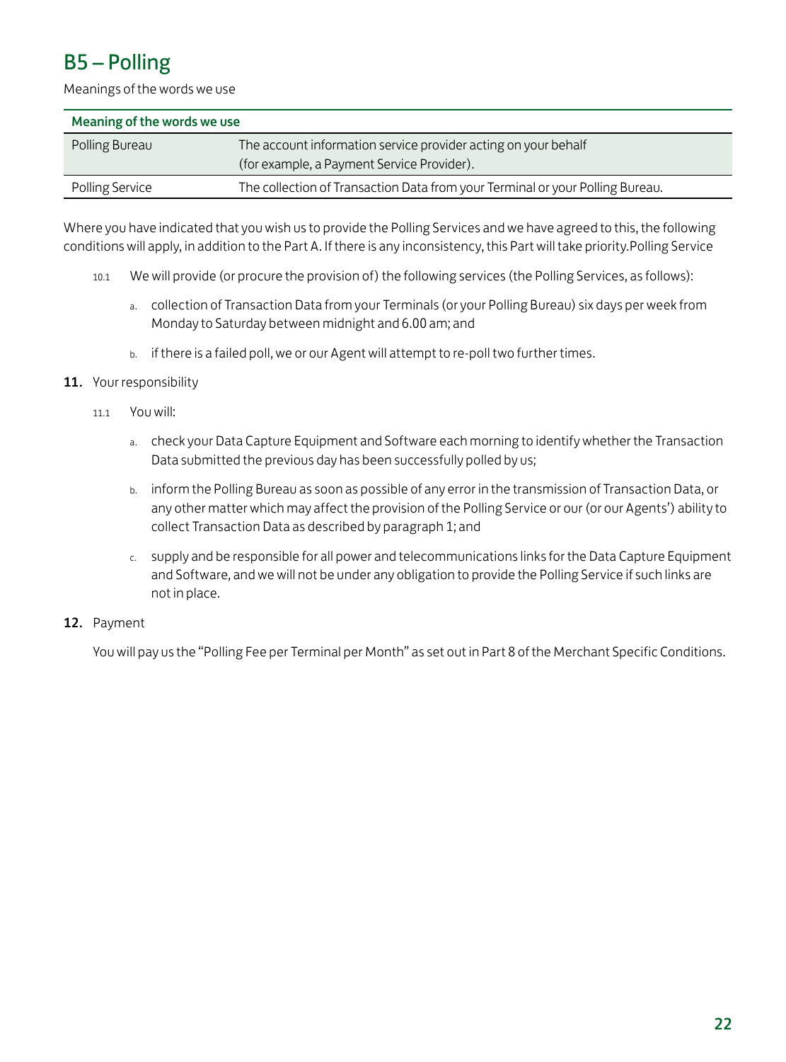## B5 – Polling

Meanings of the words we use

| Meaning of the words we use | |
|---|---|
| Polling Bureau | The account information service provider acting on your behalf (for example, a Payment Service Provider). |
| Polling Service | The collection of Transaction Data from your Terminal or your Polling Bureau. |

Where you have indicated that you wish us to provide the Polling Services and we have agreed to this, the following conditions will apply, in addition to the Part A. If there is any inconsistency, this Part will take priority.Polling Service

10.1 We will provide (or procure the provision of) the following services (the Polling Services, as follows):

a. collection of Transaction Data from your Terminals (or your Polling Bureau) six days per week from Monday to Saturday between midnight and 6.00 am; and

b. if there is a failed poll, we or our Agent will attempt to re-poll two further times.

**11.** Your responsibility

11.1 You will:

a. check your Data Capture Equipment and Software each morning to identify whether the Transaction Data submitted the previous day has been successfully polled by us;

b. inform the Polling Bureau as soon as possible of any error in the transmission of Transaction Data, or any other matter which may affect the provision of the Polling Service or our (or our Agents') ability to collect Transaction Data as described by paragraph 1; and

c. supply and be responsible for all power and telecommunications links for the Data Capture Equipment and Software, and we will not be under any obligation to provide the Polling Service if such links are not in place.

**12.** Payment

You will pay us the "Polling Fee per Terminal per Month" as set out in Part 8 of the Merchant Specific Conditions.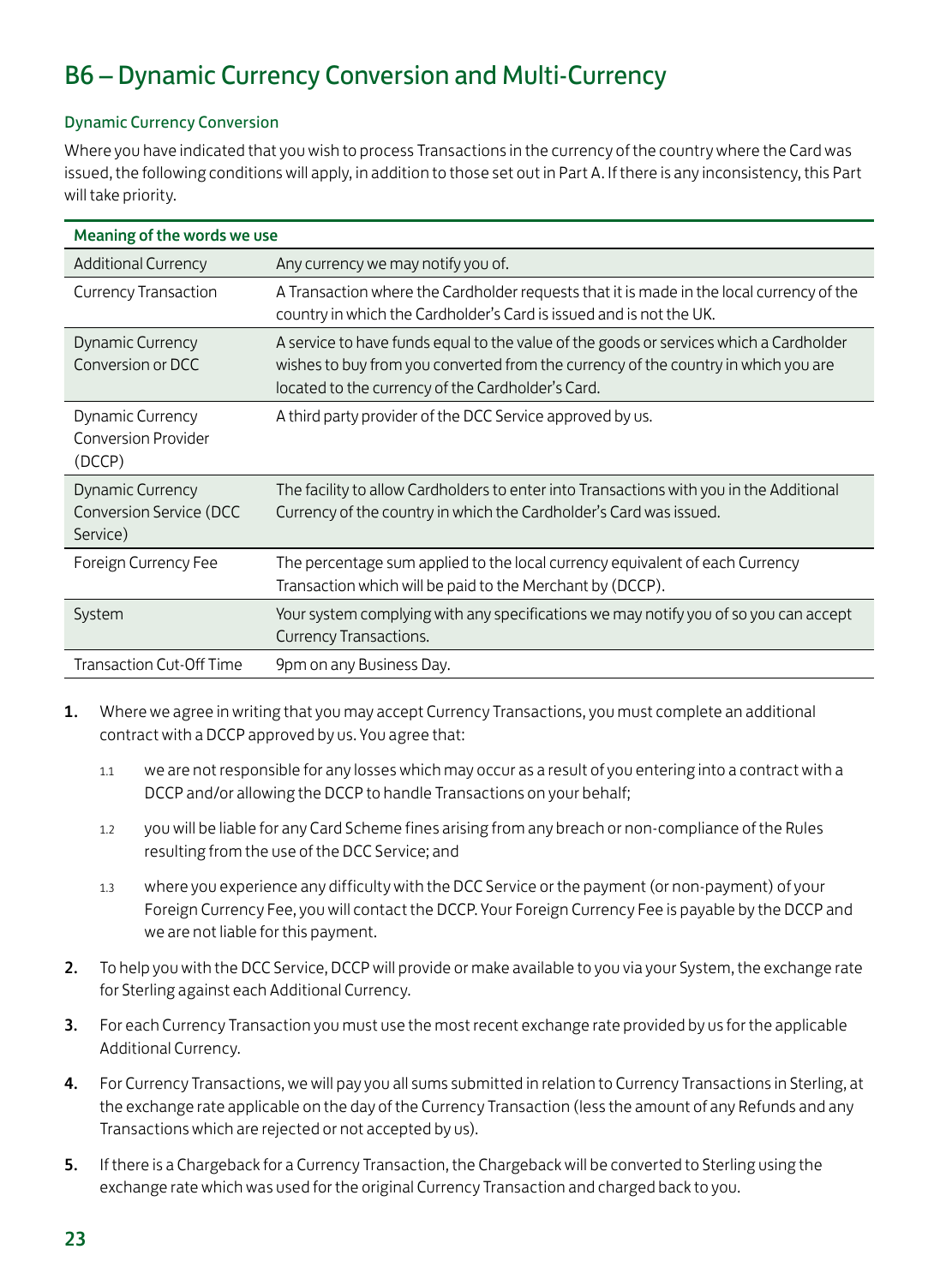# B6 – Dynamic Currency Conversion and Multi-Currency

### Dynamic Currency Conversion

Where you have indicated that you wish to process Transactions in the currency of the country where the Card was issued, the following conditions will apply, in addition to those set out in Part A. If there is any inconsistency, this Part will take priority.

| Meaning of the words we use | |
|---|---|
| Additional Currency | Any currency we may notify you of. |
| Currency Transaction | A Transaction where the Cardholder requests that it is made in the local currency of the country in which the Cardholder's Card is issued and is not the UK. |
| Dynamic Currency Conversion or DCC | A service to have funds equal to the value of the goods or services which a Cardholder wishes to buy from you converted from the currency of the country in which you are located to the currency of the Cardholder's Card. |
| Dynamic Currency Conversion Provider (DCCP) | A third party provider of the DCC Service approved by us. |
| Dynamic Currency Conversion Service (DCC Service) | The facility to allow Cardholders to enter into Transactions with you in the Additional Currency of the country in which the Cardholder's Card was issued. |
| Foreign Currency Fee | The percentage sum applied to the local currency equivalent of each Currency Transaction which will be paid to the Merchant by (DCCP). |
| System | Your system complying with any specifications we may notify you of so you can accept Currency Transactions. |
| Transaction Cut-Off Time | 9pm on any Business Day. |

**1.** Where we agree in writing that you may accept Currency Transactions, you must complete an additional contract with a DCCP approved by us. You agree that:

- 1.1 we are not responsible for any losses which may occur as a result of you entering into a contract with a DCCP and/or allowing the DCCP to handle Transactions on your behalf;
- 1.2 you will be liable for any Card Scheme fines arising from any breach or non-compliance of the Rules resulting from the use of the DCC Service; and
- 1.3 where you experience any difficulty with the DCC Service or the payment (or non-payment) of your Foreign Currency Fee, you will contact the DCCP. Your Foreign Currency Fee is payable by the DCCP and we are not liable for this payment.

**2.** To help you with the DCC Service, DCCP will provide or make available to you via your System, the exchange rate for Sterling against each Additional Currency.

**3.** For each Currency Transaction you must use the most recent exchange rate provided by us for the applicable Additional Currency.

**4.** For Currency Transactions, we will pay you all sums submitted in relation to Currency Transactions in Sterling, at the exchange rate applicable on the day of the Currency Transaction (less the amount of any Refunds and any Transactions which are rejected or not accepted by us).

**5.** If there is a Chargeback for a Currency Transaction, the Chargeback will be converted to Sterling using the exchange rate which was used for the original Currency Transaction and charged back to you.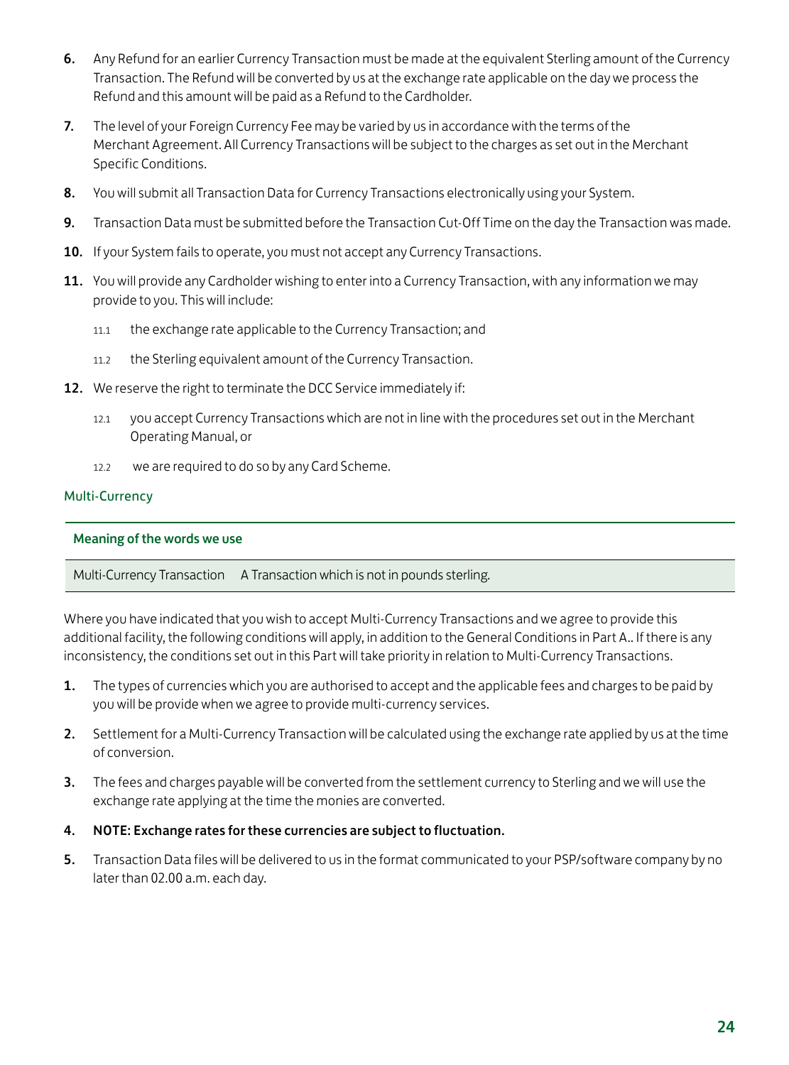6. Any Refund for an earlier Currency Transaction must be made at the equivalent Sterling amount of the Currency Transaction. The Refund will be converted by us at the exchange rate applicable on the day we process the Refund and this amount will be paid as a Refund to the Cardholder.

7. The level of your Foreign Currency Fee may be varied by us in accordance with the terms of the Merchant Agreement. All Currency Transactions will be subject to the charges as set out in the Merchant Specific Conditions.

8. You will submit all Transaction Data for Currency Transactions electronically using your System.

9. Transaction Data must be submitted before the Transaction Cut-Off Time on the day the Transaction was made.

10. If your System fails to operate, you must not accept any Currency Transactions.

11. You will provide any Cardholder wishing to enter into a Currency Transaction, with any information we may provide to you. This will include:

    11.1 the exchange rate applicable to the Currency Transaction; and

    11.2 the Sterling equivalent amount of the Currency Transaction.

12. We reserve the right to terminate the DCC Service immediately if:

    12.1 you accept Currency Transactions which are not in line with the procedures set out in the Merchant Operating Manual, or

    12.2 we are required to do so by any Card Scheme.

## Multi-Currency

| Meaning of the words we use | |
|---|---|
| Multi-Currency Transaction | A Transaction which is not in pounds sterling. |

Where you have indicated that you wish to accept Multi-Currency Transactions and we agree to provide this additional facility, the following conditions will apply, in addition to the General Conditions in Part A.. If there is any inconsistency, the conditions set out in this Part will take priority in relation to Multi-Currency Transactions.

1. The types of currencies which you are authorised to accept and the applicable fees and charges to be paid by you will be provide when we agree to provide multi-currency services.

2. Settlement for a Multi-Currency Transaction will be calculated using the exchange rate applied by us at the time of conversion.

3. The fees and charges payable will be converted from the settlement currency to Sterling and we will use the exchange rate applying at the time the monies are converted.

4. **NOTE: Exchange rates for these currencies are subject to fluctuation.**

5. Transaction Data files will be delivered to us in the format communicated to your PSP/software company by no later than 02.00 a.m. each day.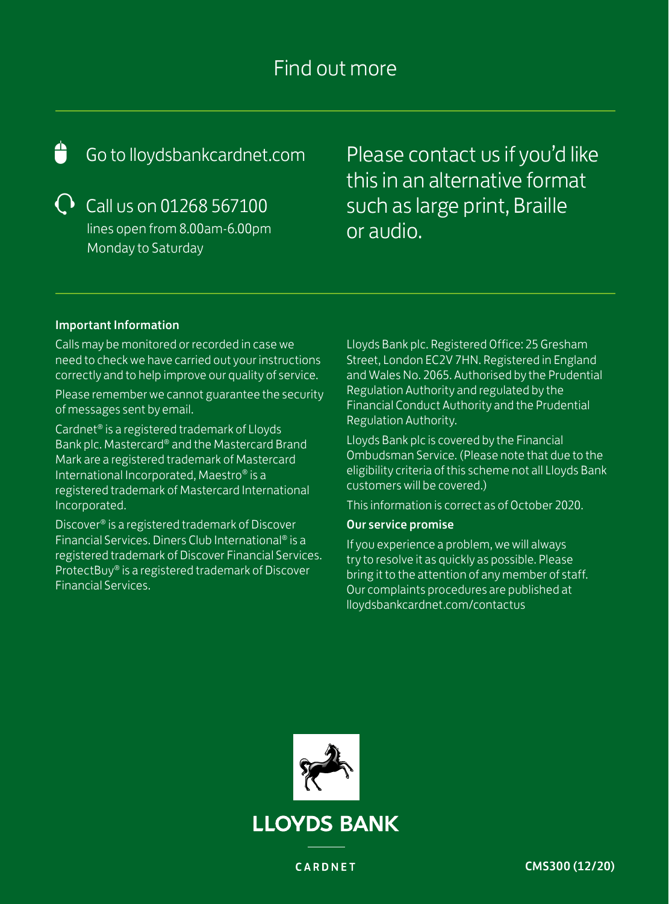# Find out more

Go to lloydsbankcardnet.com

Call us on 01268 567100
lines open from 8.00am-6.00pm
Monday to Saturday

Please contact us if you'd like this in an alternative format such as large print, Braille or audio.

**Important Information**

Calls may be monitored or recorded in case we need to check we have carried out your instructions correctly and to help improve our quality of service.

Please remember we cannot guarantee the security of messages sent by email.

Cardnet® is a registered trademark of Lloyds Bank plc. Mastercard® and the Mastercard Brand Mark are a registered trademark of Mastercard International Incorporated, Maestro® is a registered trademark of Mastercard International Incorporated.

Discover® is a registered trademark of Discover Financial Services. Diners Club International® is a registered trademark of Discover Financial Services. ProtectBuy® is a registered trademark of Discover Financial Services.

Lloyds Bank plc. Registered Office: 25 Gresham Street, London EC2V 7HN. Registered in England and Wales No. 2065. Authorised by the Prudential Regulation Authority and regulated by the Financial Conduct Authority and the Prudential Regulation Authority.

Lloyds Bank plc is covered by the Financial Ombudsman Service. (Please note that due to the eligibility criteria of this scheme not all Lloyds Bank customers will be covered.)

This information is correct as of October 2020.

**Our service promise**

If you experience a problem, we will always try to resolve it as quickly as possible. Please bring it to the attention of any member of staff. Our complaints procedures are published at lloydsbankcardnet.com/contactus

LLOYDS BANK

CARDNET

CMS300 (12/20)